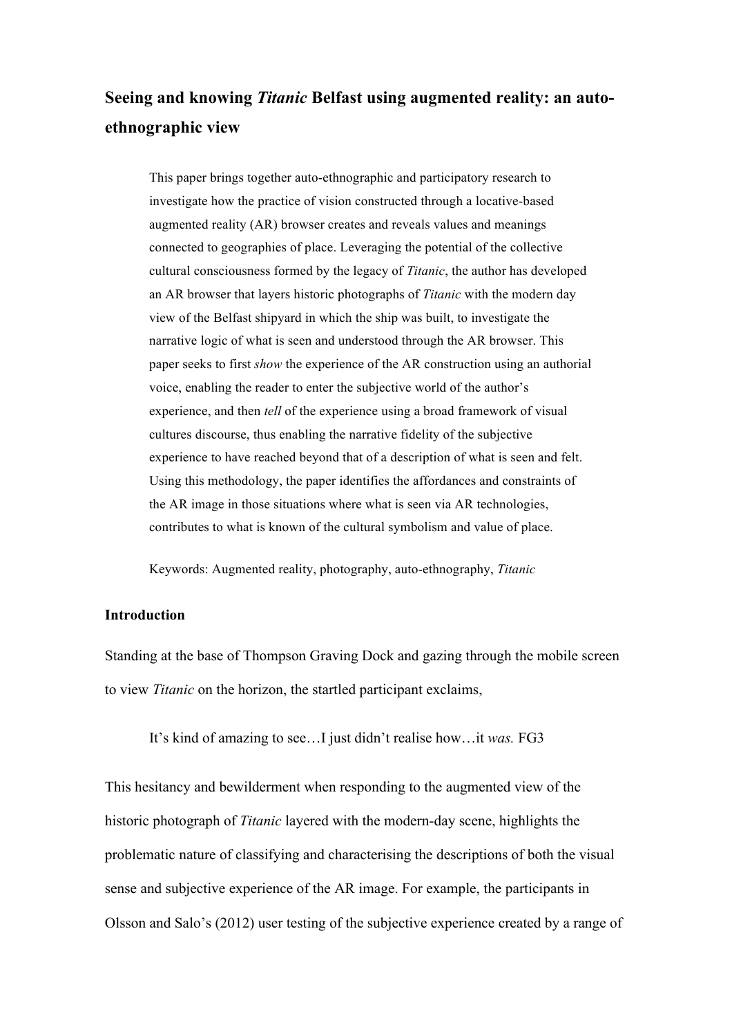# Seeing and knowing *Titanic* Belfast using augmented reality: an auto-ethnographic view

> This paper brings together auto-ethnographic and participatory research to investigate how the practice of vision constructed through a locative-based augmented reality (AR) browser creates and reveals values and meanings connected to geographies of place. Leveraging the potential of the collective cultural consciousness formed by the legacy of *Titanic*, the author has developed an AR browser that layers historic photographs of *Titanic* with the modern day view of the Belfast shipyard in which the ship was built, to investigate the narrative logic of what is seen and understood through the AR browser. This paper seeks to first *show* the experience of the AR construction using an authorial voice, enabling the reader to enter the subjective world of the author's experience, and then *tell* of the experience using a broad framework of visual cultures discourse, thus enabling the narrative fidelity of the subjective experience to have reached beyond that of a description of what is seen and felt. Using this methodology, the paper identifies the affordances and constraints of the AR image in those situations where what is seen via AR technologies, contributes to what is known of the cultural symbolism and value of place.
>
> Keywords: Augmented reality, photography, auto-ethnography, *Titanic*

## Introduction

Standing at the base of Thompson Graving Dock and gazing through the mobile screen to view *Titanic* on the horizon, the startled participant exclaims,

> It's kind of amazing to see…I just didn't realise how…it *was.* FG3

This hesitancy and bewilderment when responding to the augmented view of the historic photograph of *Titanic* layered with the modern-day scene, highlights the problematic nature of classifying and characterising the descriptions of both the visual sense and subjective experience of the AR image. For example, the participants in Olsson and Salo's (2012) user testing of the subjective experience created by a range of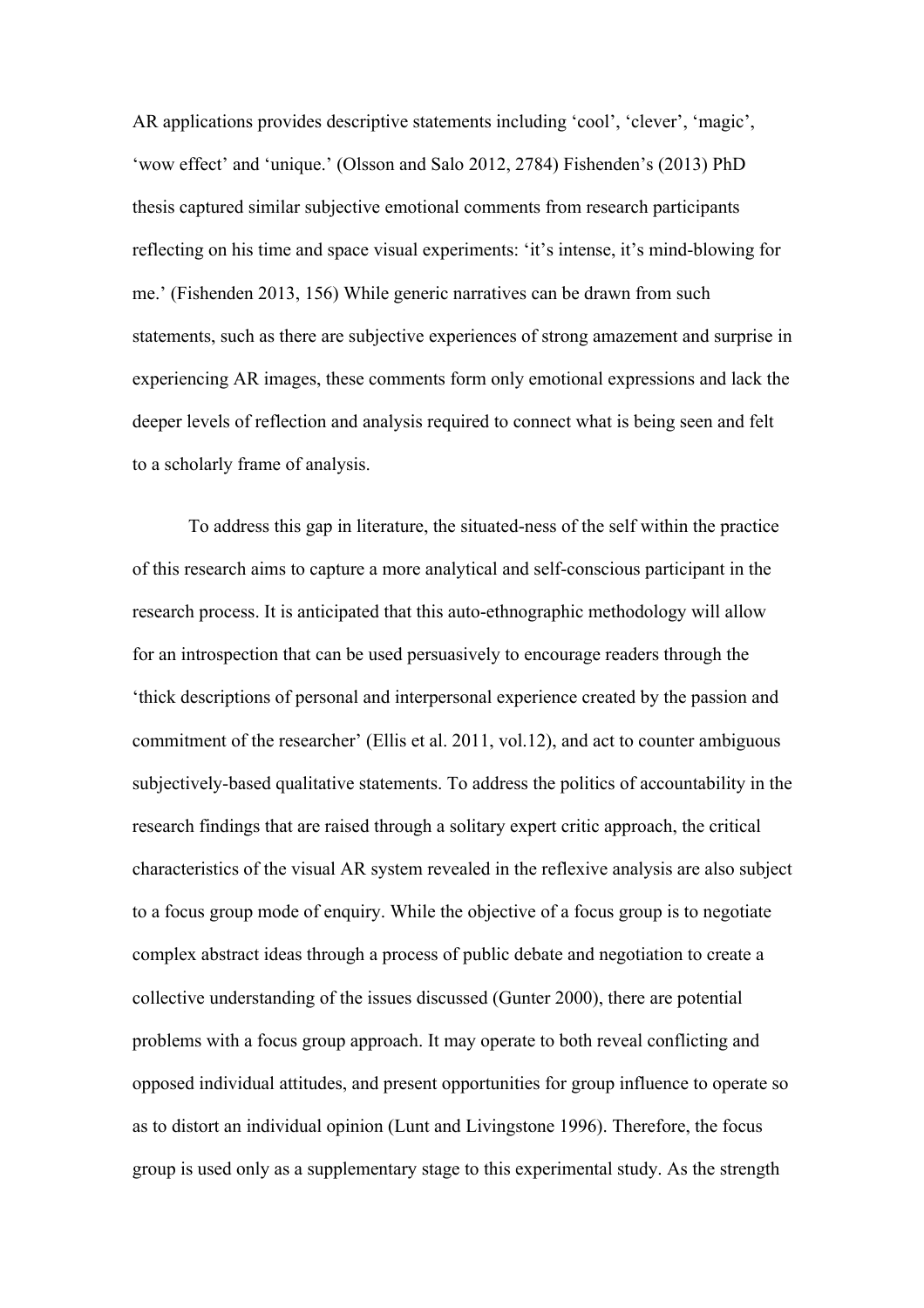AR applications provides descriptive statements including 'cool', 'clever', 'magic', 'wow effect' and 'unique.' (Olsson and Salo 2012, 2784) Fishenden's (2013) PhD thesis captured similar subjective emotional comments from research participants reflecting on his time and space visual experiments: 'it's intense, it's mind-blowing for me.' (Fishenden 2013, 156) While generic narratives can be drawn from such statements, such as there are subjective experiences of strong amazement and surprise in experiencing AR images, these comments form only emotional expressions and lack the deeper levels of reflection and analysis required to connect what is being seen and felt to a scholarly frame of analysis.

To address this gap in literature, the situated-ness of the self within the practice of this research aims to capture a more analytical and self-conscious participant in the research process. It is anticipated that this auto-ethnographic methodology will allow for an introspection that can be used persuasively to encourage readers through the 'thick descriptions of personal and interpersonal experience created by the passion and commitment of the researcher' (Ellis et al. 2011, vol.12), and act to counter ambiguous subjectively-based qualitative statements. To address the politics of accountability in the research findings that are raised through a solitary expert critic approach, the critical characteristics of the visual AR system revealed in the reflexive analysis are also subject to a focus group mode of enquiry. While the objective of a focus group is to negotiate complex abstract ideas through a process of public debate and negotiation to create a collective understanding of the issues discussed (Gunter 2000), there are potential problems with a focus group approach. It may operate to both reveal conflicting and opposed individual attitudes, and present opportunities for group influence to operate so as to distort an individual opinion (Lunt and Livingstone 1996). Therefore, the focus group is used only as a supplementary stage to this experimental study. As the strength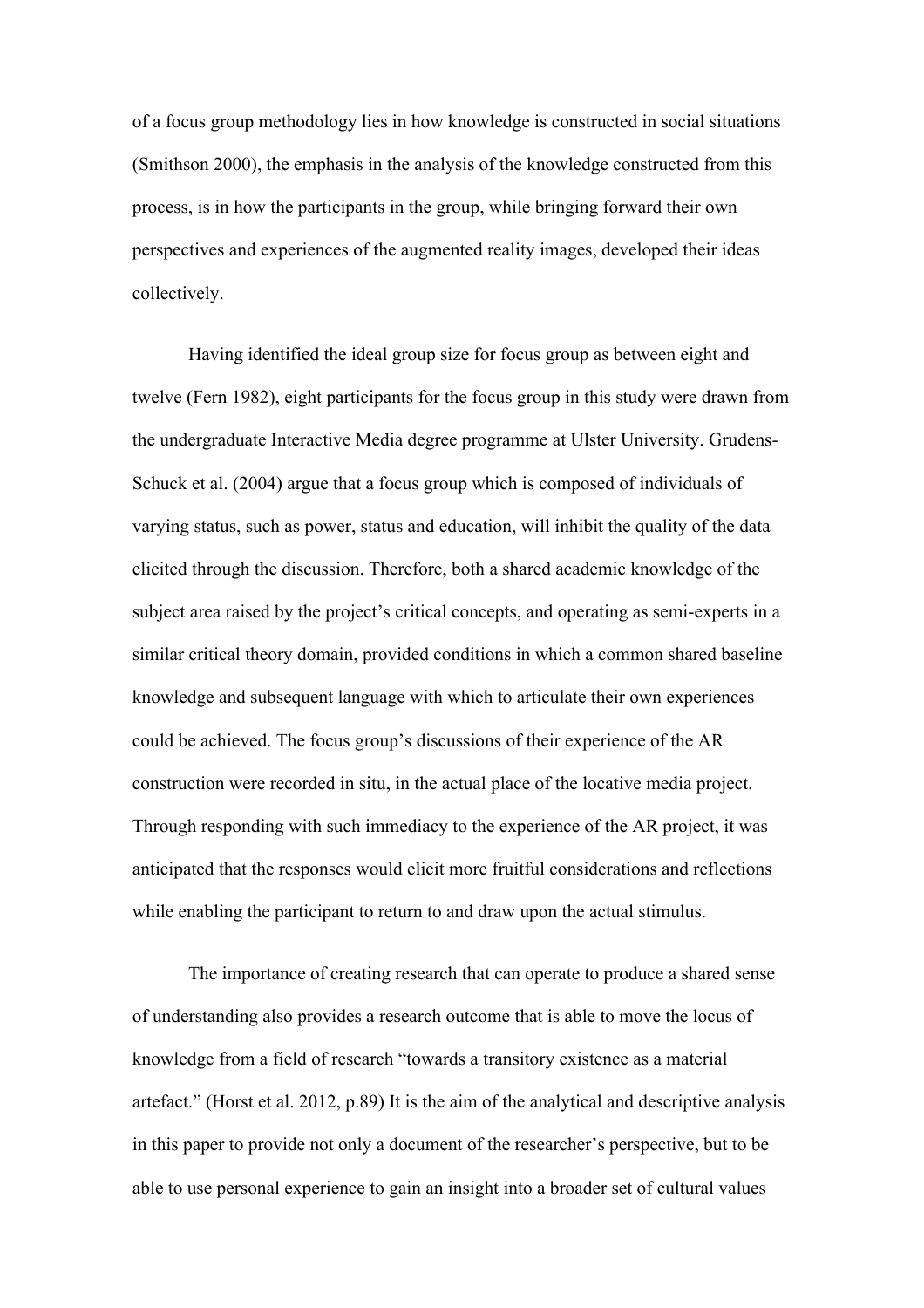of a focus group methodology lies in how knowledge is constructed in social situations (Smithson 2000), the emphasis in the analysis of the knowledge constructed from this process, is in how the participants in the group, while bringing forward their own perspectives and experiences of the augmented reality images, developed their ideas collectively.

Having identified the ideal group size for focus group as between eight and twelve (Fern 1982), eight participants for the focus group in this study were drawn from the undergraduate Interactive Media degree programme at Ulster University. Grudens-Schuck et al. (2004) argue that a focus group which is composed of individuals of varying status, such as power, status and education, will inhibit the quality of the data elicited through the discussion. Therefore, both a shared academic knowledge of the subject area raised by the project's critical concepts, and operating as semi-experts in a similar critical theory domain, provided conditions in which a common shared baseline knowledge and subsequent language with which to articulate their own experiences could be achieved. The focus group's discussions of their experience of the AR construction were recorded in situ, in the actual place of the locative media project. Through responding with such immediacy to the experience of the AR project, it was anticipated that the responses would elicit more fruitful considerations and reflections while enabling the participant to return to and draw upon the actual stimulus.

The importance of creating research that can operate to produce a shared sense of understanding also provides a research outcome that is able to move the locus of knowledge from a field of research "towards a transitory existence as a material artefact." (Horst et al. 2012, p.89) It is the aim of the analytical and descriptive analysis in this paper to provide not only a document of the researcher's perspective, but to be able to use personal experience to gain an insight into a broader set of cultural values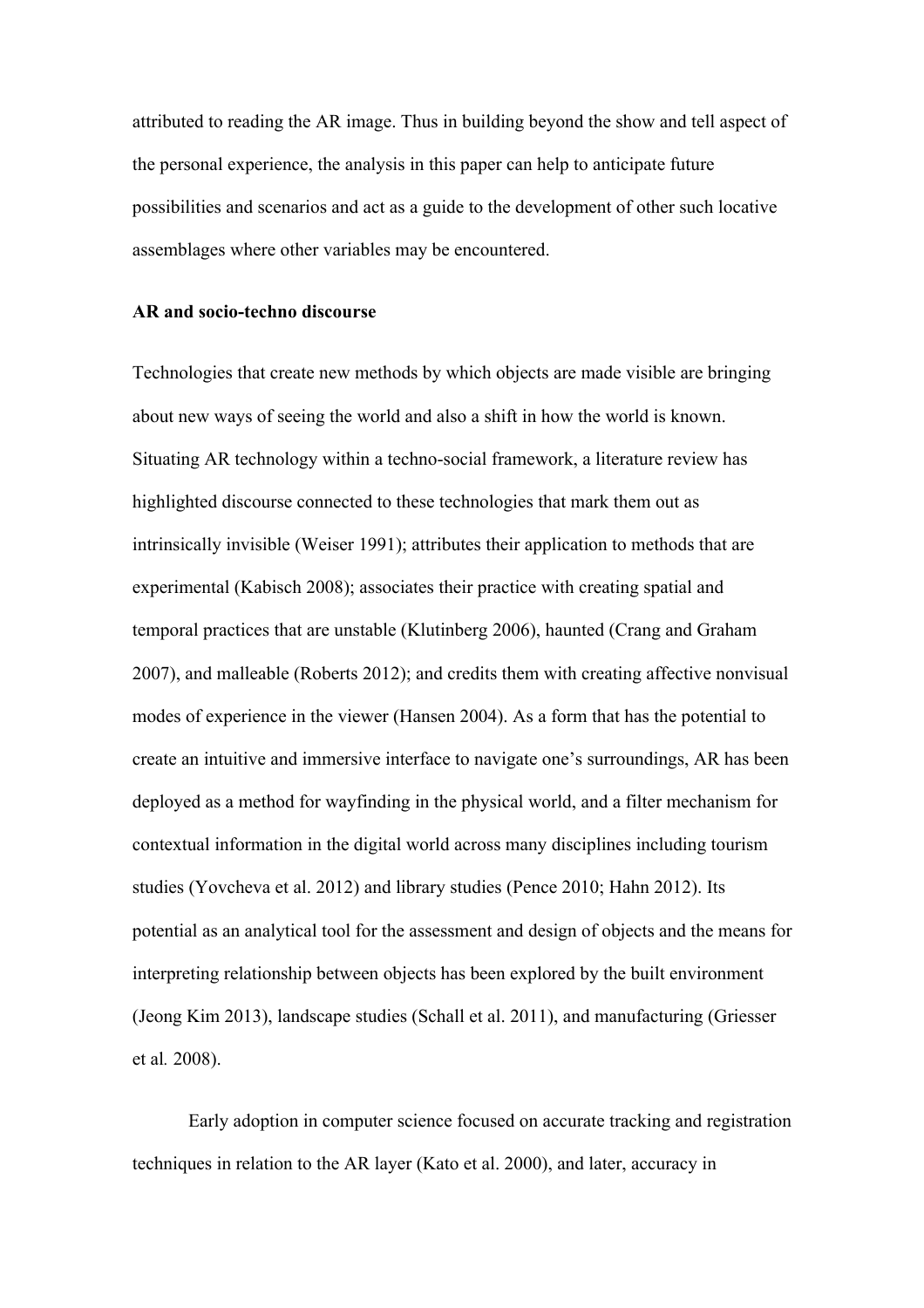attributed to reading the AR image. Thus in building beyond the show and tell aspect of the personal experience, the analysis in this paper can help to anticipate future possibilities and scenarios and act as a guide to the development of other such locative assemblages where other variables may be encountered.

**AR and socio-techno discourse**

Technologies that create new methods by which objects are made visible are bringing about new ways of seeing the world and also a shift in how the world is known. Situating AR technology within a techno-social framework, a literature review has highlighted discourse connected to these technologies that mark them out as intrinsically invisible (Weiser 1991); attributes their application to methods that are experimental (Kabisch 2008); associates their practice with creating spatial and temporal practices that are unstable (Klutinberg 2006), haunted (Crang and Graham 2007), and malleable (Roberts 2012); and credits them with creating affective nonvisual modes of experience in the viewer (Hansen 2004). As a form that has the potential to create an intuitive and immersive interface to navigate one's surroundings, AR has been deployed as a method for wayfinding in the physical world, and a filter mechanism for contextual information in the digital world across many disciplines including tourism studies (Yovcheva et al. 2012) and library studies (Pence 2010; Hahn 2012). Its potential as an analytical tool for the assessment and design of objects and the means for interpreting relationship between objects has been explored by the built environment (Jeong Kim 2013), landscape studies (Schall et al. 2011), and manufacturing (Griesser et al*.* 2008).

Early adoption in computer science focused on accurate tracking and registration techniques in relation to the AR layer (Kato et al. 2000), and later, accuracy in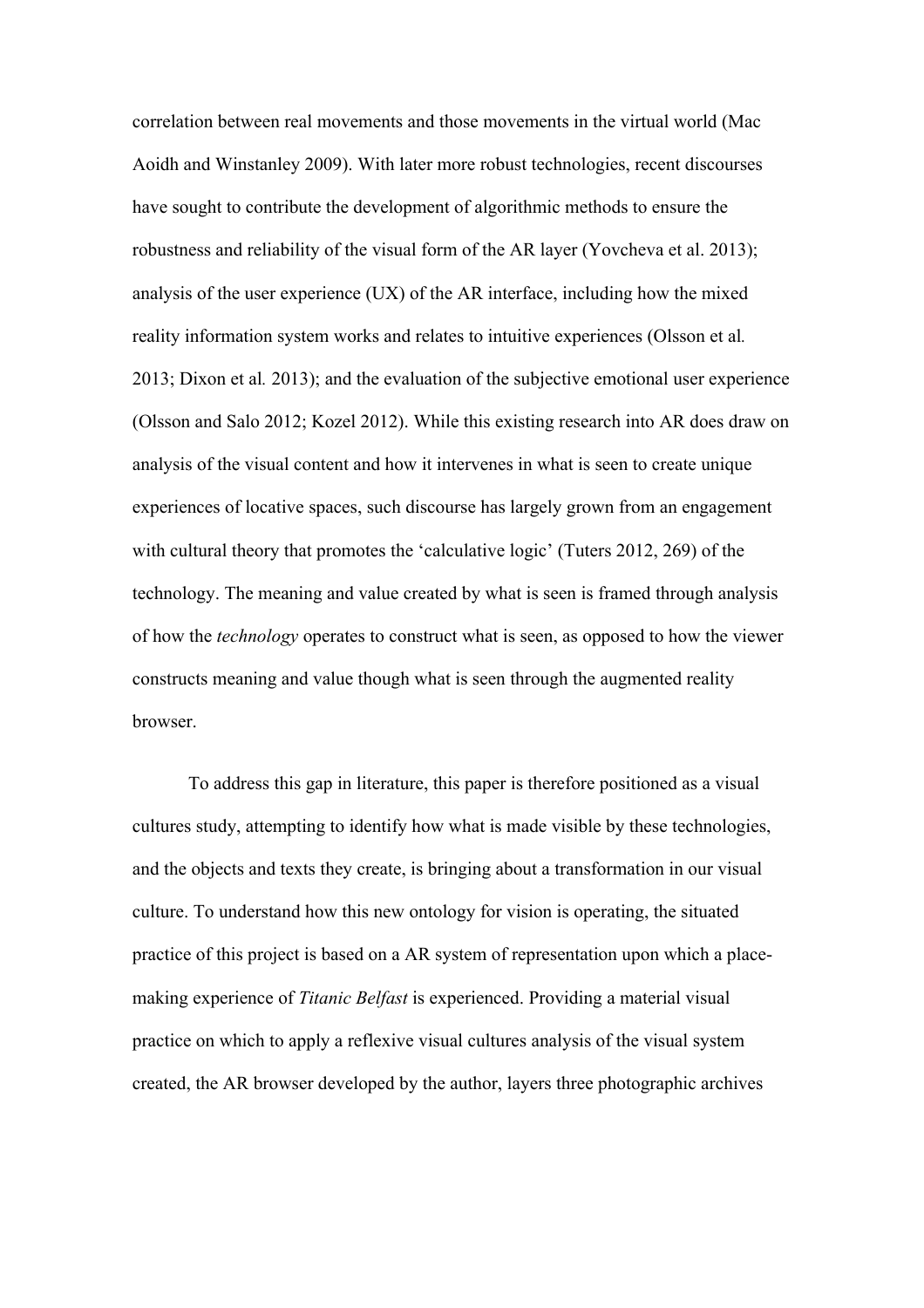correlation between real movements and those movements in the virtual world (Mac Aoidh and Winstanley 2009). With later more robust technologies, recent discourses have sought to contribute the development of algorithmic methods to ensure the robustness and reliability of the visual form of the AR layer (Yovcheva et al. 2013); analysis of the user experience (UX) of the AR interface, including how the mixed reality information system works and relates to intuitive experiences (Olsson et al*.* 2013; Dixon et al*.* 2013); and the evaluation of the subjective emotional user experience (Olsson and Salo 2012; Kozel 2012). While this existing research into AR does draw on analysis of the visual content and how it intervenes in what is seen to create unique experiences of locative spaces, such discourse has largely grown from an engagement with cultural theory that promotes the 'calculative logic' (Tuters 2012, 269) of the technology. The meaning and value created by what is seen is framed through analysis of how the *technology* operates to construct what is seen, as opposed to how the viewer constructs meaning and value though what is seen through the augmented reality browser.

To address this gap in literature, this paper is therefore positioned as a visual cultures study, attempting to identify how what is made visible by these technologies, and the objects and texts they create, is bringing about a transformation in our visual culture. To understand how this new ontology for vision is operating, the situated practice of this project is based on a AR system of representation upon which a place-making experience of *Titanic Belfast* is experienced. Providing a material visual practice on which to apply a reflexive visual cultures analysis of the visual system created, the AR browser developed by the author, layers three photographic archives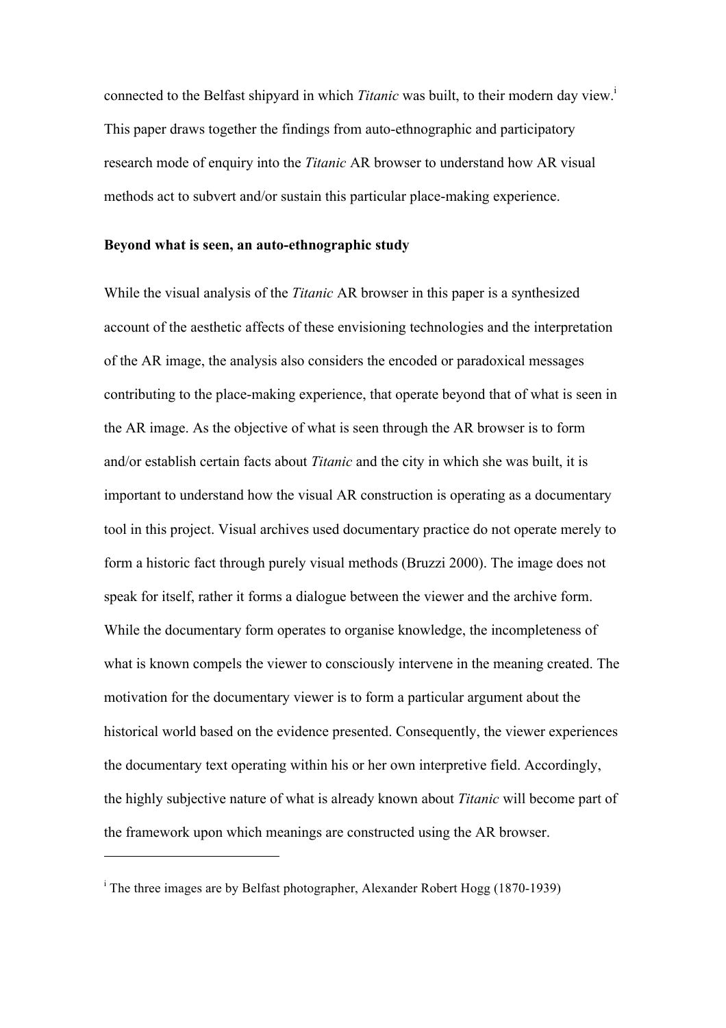connected to the Belfast shipyard in which *Titanic* was built, to their modern day view.[i] This paper draws together the findings from auto-ethnographic and participatory research mode of enquiry into the *Titanic* AR browser to understand how AR visual methods act to subvert and/or sustain this particular place-making experience.

## Beyond what is seen, an auto-ethnographic study

While the visual analysis of the *Titanic* AR browser in this paper is a synthesized account of the aesthetic affects of these envisioning technologies and the interpretation of the AR image, the analysis also considers the encoded or paradoxical messages contributing to the place-making experience, that operate beyond that of what is seen in the AR image. As the objective of what is seen through the AR browser is to form and/or establish certain facts about *Titanic* and the city in which she was built, it is important to understand how the visual AR construction is operating as a documentary tool in this project. Visual archives used documentary practice do not operate merely to form a historic fact through purely visual methods (Bruzzi 2000). The image does not speak for itself, rather it forms a dialogue between the viewer and the archive form. While the documentary form operates to organise knowledge, the incompleteness of what is known compels the viewer to consciously intervene in the meaning created. The motivation for the documentary viewer is to form a particular argument about the historical world based on the evidence presented. Consequently, the viewer experiences the documentary text operating within his or her own interpretive field. Accordingly, the highly subjective nature of what is already known about *Titanic* will become part of the framework upon which meanings are constructed using the AR browser.

---

[i] The three images are by Belfast photographer, Alexander Robert Hogg (1870-1939)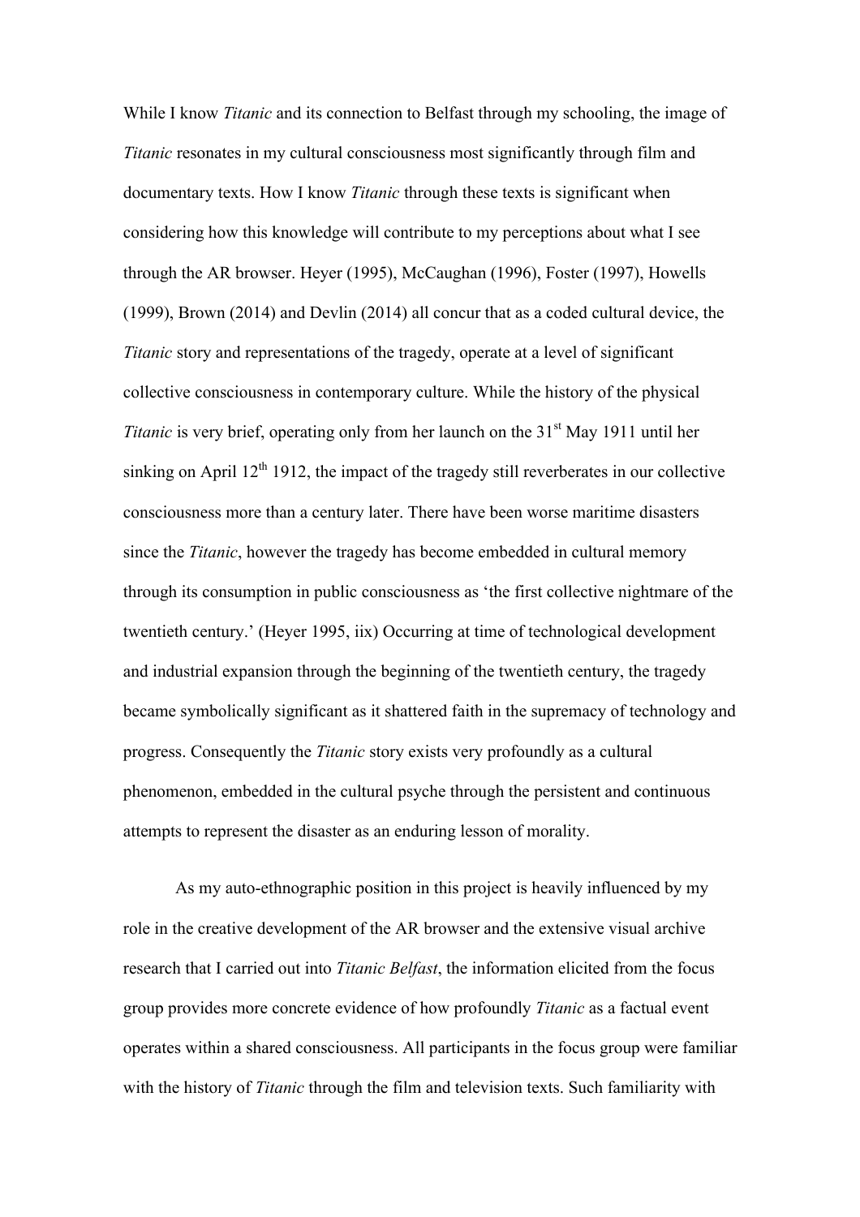While I know *Titanic* and its connection to Belfast through my schooling, the image of *Titanic* resonates in my cultural consciousness most significantly through film and documentary texts. How I know *Titanic* through these texts is significant when considering how this knowledge will contribute to my perceptions about what I see through the AR browser. Heyer (1995), McCaughan (1996), Foster (1997), Howells (1999), Brown (2014) and Devlin (2014) all concur that as a coded cultural device, the *Titanic* story and representations of the tragedy, operate at a level of significant collective consciousness in contemporary culture. While the history of the physical *Titanic* is very brief, operating only from her launch on the 31st May 1911 until her sinking on April 12th 1912, the impact of the tragedy still reverberates in our collective consciousness more than a century later. There have been worse maritime disasters since the *Titanic*, however the tragedy has become embedded in cultural memory through its consumption in public consciousness as 'the first collective nightmare of the twentieth century.' (Heyer 1995, iix) Occurring at time of technological development and industrial expansion through the beginning of the twentieth century, the tragedy became symbolically significant as it shattered faith in the supremacy of technology and progress. Consequently the *Titanic* story exists very profoundly as a cultural phenomenon, embedded in the cultural psyche through the persistent and continuous attempts to represent the disaster as an enduring lesson of morality.

As my auto-ethnographic position in this project is heavily influenced by my role in the creative development of the AR browser and the extensive visual archive research that I carried out into *Titanic Belfast*, the information elicited from the focus group provides more concrete evidence of how profoundly *Titanic* as a factual event operates within a shared consciousness. All participants in the focus group were familiar with the history of *Titanic* through the film and television texts. Such familiarity with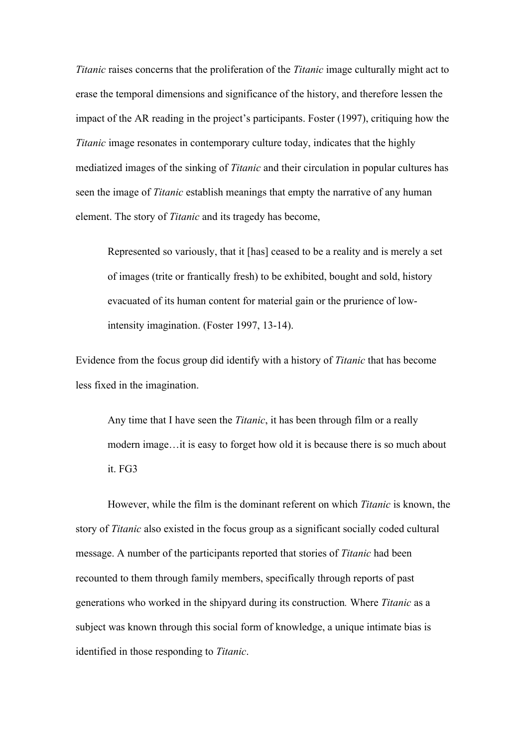*Titanic* raises concerns that the proliferation of the *Titanic* image culturally might act to erase the temporal dimensions and significance of the history, and therefore lessen the impact of the AR reading in the project's participants. Foster (1997), critiquing how the *Titanic* image resonates in contemporary culture today, indicates that the highly mediatized images of the sinking of *Titanic* and their circulation in popular cultures has seen the image of *Titanic* establish meanings that empty the narrative of any human element. The story of *Titanic* and its tragedy has become,

> Represented so variously, that it [has] ceased to be a reality and is merely a set of images (trite or frantically fresh) to be exhibited, bought and sold, history evacuated of its human content for material gain or the prurience of low-intensity imagination. (Foster 1997, 13-14).

Evidence from the focus group did identify with a history of *Titanic* that has become less fixed in the imagination.

> Any time that I have seen the *Titanic*, it has been through film or a really modern image…it is easy to forget how old it is because there is so much about it. FG3

However, while the film is the dominant referent on which *Titanic* is known, the story of *Titanic* also existed in the focus group as a significant socially coded cultural message. A number of the participants reported that stories of *Titanic* had been recounted to them through family members, specifically through reports of past generations who worked in the shipyard during its construction. Where *Titanic* as a subject was known through this social form of knowledge, a unique intimate bias is identified in those responding to *Titanic*.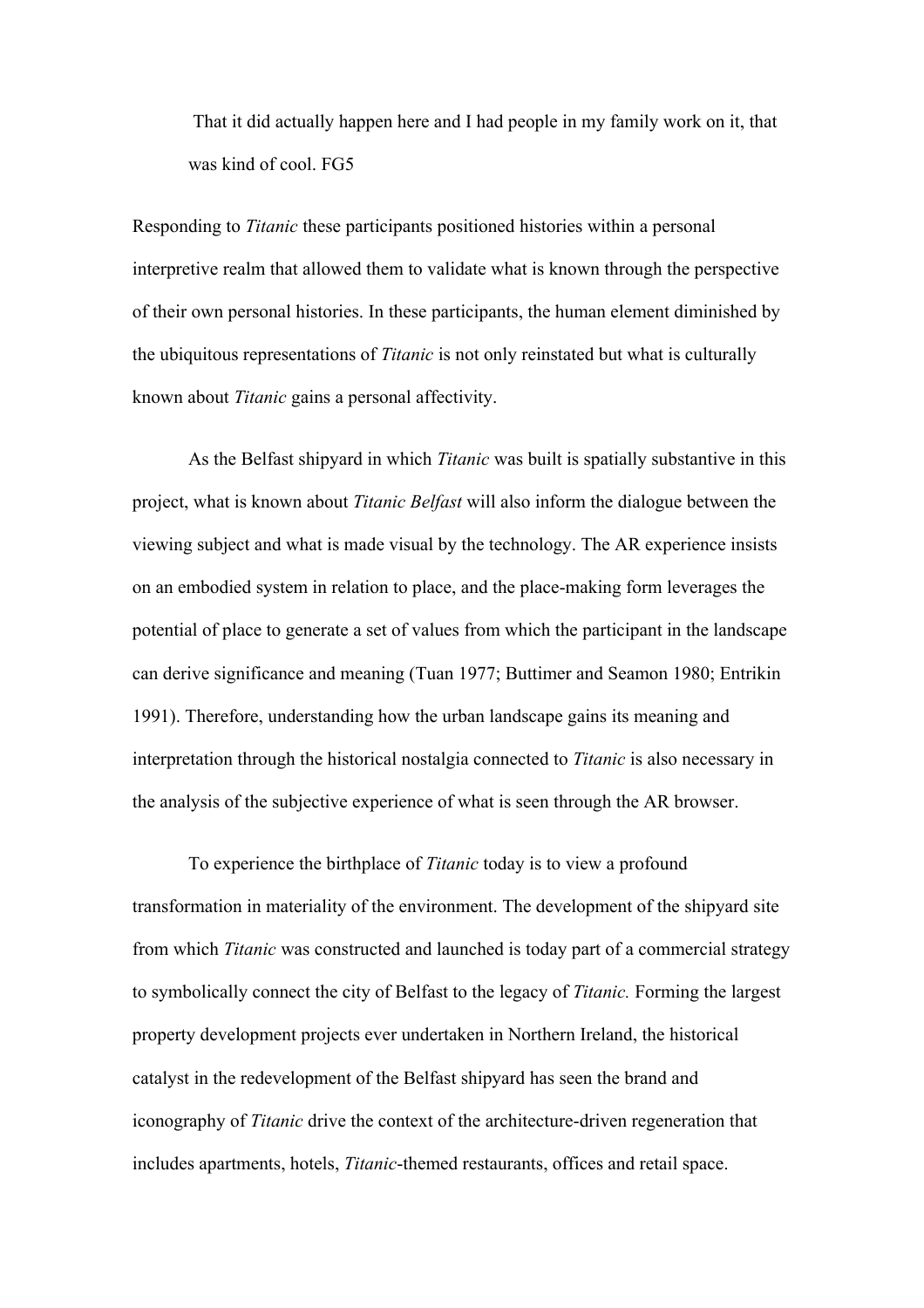> That it did actually happen here and I had people in my family work on it, that was kind of cool. FG5

Responding to *Titanic* these participants positioned histories within a personal interpretive realm that allowed them to validate what is known through the perspective of their own personal histories. In these participants, the human element diminished by the ubiquitous representations of *Titanic* is not only reinstated but what is culturally known about *Titanic* gains a personal affectivity.

As the Belfast shipyard in which *Titanic* was built is spatially substantive in this project, what is known about *Titanic Belfast* will also inform the dialogue between the viewing subject and what is made visual by the technology. The AR experience insists on an embodied system in relation to place, and the place-making form leverages the potential of place to generate a set of values from which the participant in the landscape can derive significance and meaning (Tuan 1977; Buttimer and Seamon 1980; Entrikin 1991). Therefore, understanding how the urban landscape gains its meaning and interpretation through the historical nostalgia connected to *Titanic* is also necessary in the analysis of the subjective experience of what is seen through the AR browser.

To experience the birthplace of *Titanic* today is to view a profound transformation in materiality of the environment. The development of the shipyard site from which *Titanic* was constructed and launched is today part of a commercial strategy to symbolically connect the city of Belfast to the legacy of *Titanic.* Forming the largest property development projects ever undertaken in Northern Ireland, the historical catalyst in the redevelopment of the Belfast shipyard has seen the brand and iconography of *Titanic* drive the context of the architecture-driven regeneration that includes apartments, hotels, *Titanic*-themed restaurants, offices and retail space.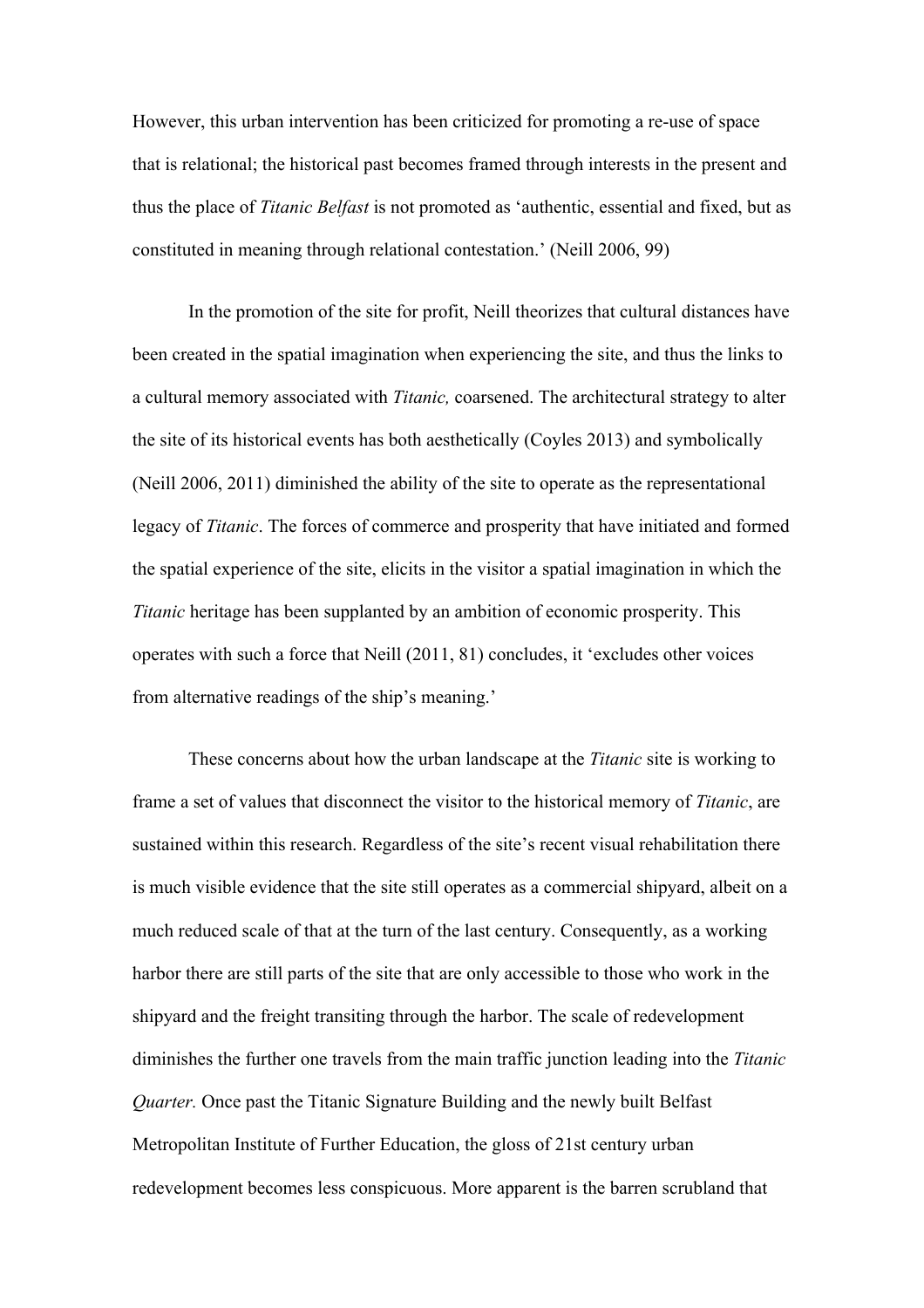However, this urban intervention has been criticized for promoting a re-use of space that is relational; the historical past becomes framed through interests in the present and thus the place of *Titanic Belfast* is not promoted as 'authentic, essential and fixed, but as constituted in meaning through relational contestation.' (Neill 2006, 99)

In the promotion of the site for profit, Neill theorizes that cultural distances have been created in the spatial imagination when experiencing the site, and thus the links to a cultural memory associated with *Titanic,* coarsened. The architectural strategy to alter the site of its historical events has both aesthetically (Coyles 2013) and symbolically (Neill 2006, 2011) diminished the ability of the site to operate as the representational legacy of *Titanic*. The forces of commerce and prosperity that have initiated and formed the spatial experience of the site, elicits in the visitor a spatial imagination in which the *Titanic* heritage has been supplanted by an ambition of economic prosperity. This operates with such a force that Neill (2011, 81) concludes, it 'excludes other voices from alternative readings of the ship's meaning.'

These concerns about how the urban landscape at the *Titanic* site is working to frame a set of values that disconnect the visitor to the historical memory of *Titanic*, are sustained within this research. Regardless of the site's recent visual rehabilitation there is much visible evidence that the site still operates as a commercial shipyard, albeit on a much reduced scale of that at the turn of the last century. Consequently, as a working harbor there are still parts of the site that are only accessible to those who work in the shipyard and the freight transiting through the harbor. The scale of redevelopment diminishes the further one travels from the main traffic junction leading into the *Titanic Quarter.* Once past the Titanic Signature Building and the newly built Belfast Metropolitan Institute of Further Education, the gloss of 21st century urban redevelopment becomes less conspicuous. More apparent is the barren scrubland that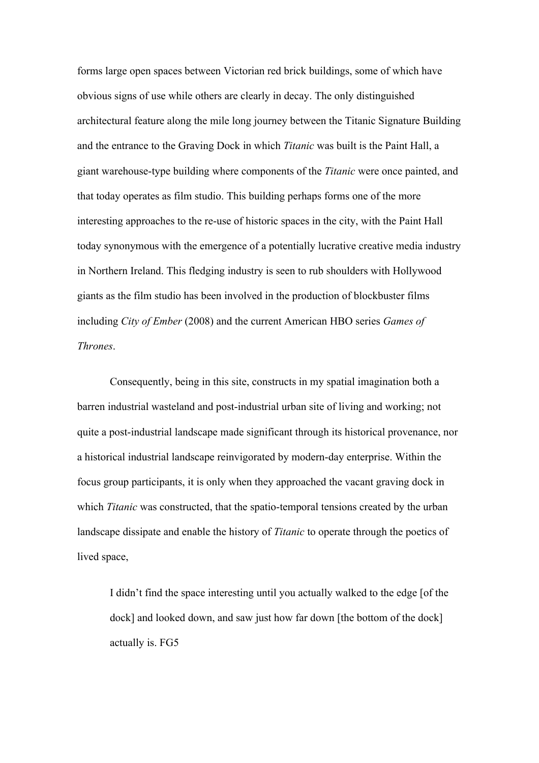forms large open spaces between Victorian red brick buildings, some of which have obvious signs of use while others are clearly in decay. The only distinguished architectural feature along the mile long journey between the Titanic Signature Building and the entrance to the Graving Dock in which *Titanic* was built is the Paint Hall, a giant warehouse-type building where components of the *Titanic* were once painted, and that today operates as film studio. This building perhaps forms one of the more interesting approaches to the re-use of historic spaces in the city, with the Paint Hall today synonymous with the emergence of a potentially lucrative creative media industry in Northern Ireland. This fledging industry is seen to rub shoulders with Hollywood giants as the film studio has been involved in the production of blockbuster films including *City of Ember* (2008) and the current American HBO series *Games of Thrones*.

Consequently, being in this site, constructs in my spatial imagination both a barren industrial wasteland and post-industrial urban site of living and working; not quite a post-industrial landscape made significant through its historical provenance, nor a historical industrial landscape reinvigorated by modern-day enterprise. Within the focus group participants, it is only when they approached the vacant graving dock in which *Titanic* was constructed, that the spatio-temporal tensions created by the urban landscape dissipate and enable the history of *Titanic* to operate through the poetics of lived space,

> I didn't find the space interesting until you actually walked to the edge [of the dock] and looked down, and saw just how far down [the bottom of the dock] actually is. FG5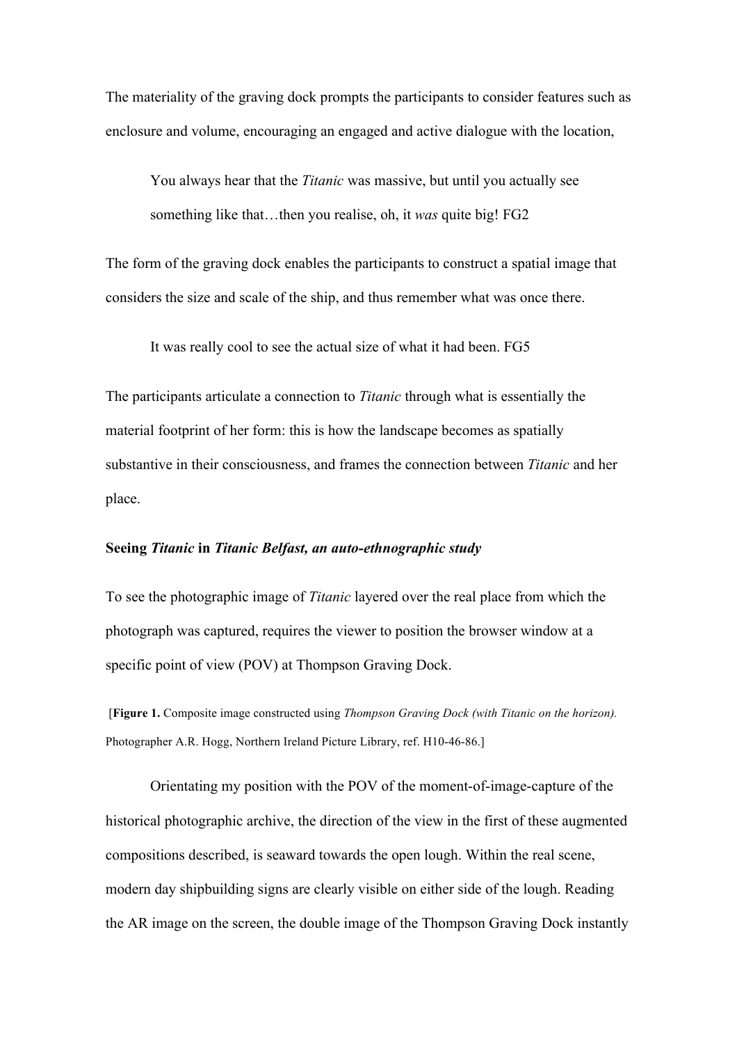The materiality of the graving dock prompts the participants to consider features such as enclosure and volume, encouraging an engaged and active dialogue with the location,

> You always hear that the *Titanic* was massive, but until you actually see something like that…then you realise, oh, it *was* quite big! FG2

The form of the graving dock enables the participants to construct a spatial image that considers the size and scale of the ship, and thus remember what was once there.

> It was really cool to see the actual size of what it had been. FG5

The participants articulate a connection to *Titanic* through what is essentially the material footprint of her form: this is how the landscape becomes as spatially substantive in their consciousness, and frames the connection between *Titanic* and her place.

**Seeing *Titanic* in *Titanic Belfast, an auto-ethnographic study***

To see the photographic image of *Titanic* layered over the real place from which the photograph was captured, requires the viewer to position the browser window at a specific point of view (POV) at Thompson Graving Dock.

[**Figure 1.** Composite image constructed using *Thompson Graving Dock (with Titanic on the horizon).* Photographer A.R. Hogg, Northern Ireland Picture Library, ref. H10-46-86.]

Orientating my position with the POV of the moment-of-image-capture of the historical photographic archive, the direction of the view in the first of these augmented compositions described, is seaward towards the open lough. Within the real scene, modern day shipbuilding signs are clearly visible on either side of the lough. Reading the AR image on the screen, the double image of the Thompson Graving Dock instantly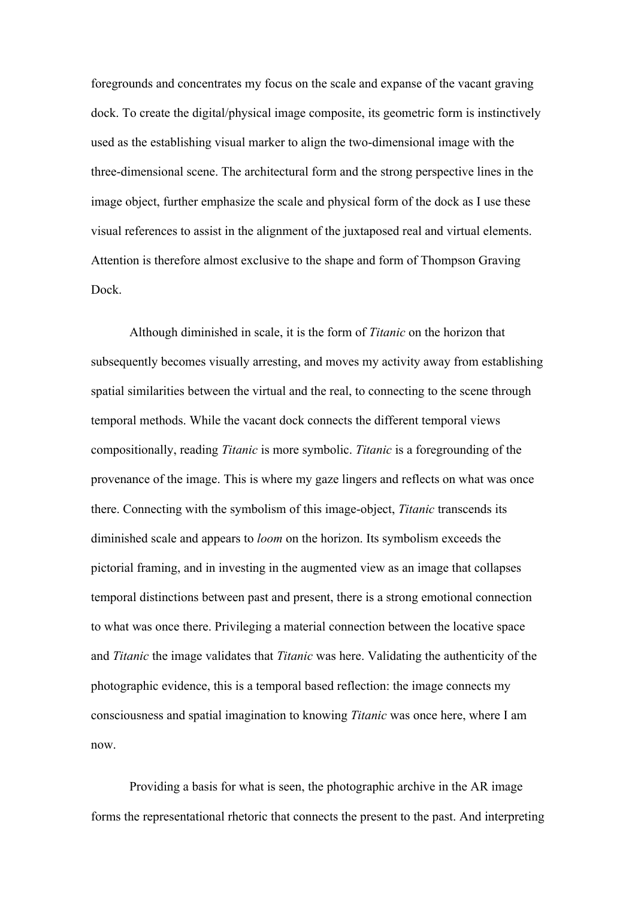foregrounds and concentrates my focus on the scale and expanse of the vacant graving dock. To create the digital/physical image composite, its geometric form is instinctively used as the establishing visual marker to align the two-dimensional image with the three-dimensional scene. The architectural form and the strong perspective lines in the image object, further emphasize the scale and physical form of the dock as I use these visual references to assist in the alignment of the juxtaposed real and virtual elements. Attention is therefore almost exclusive to the shape and form of Thompson Graving Dock.

Although diminished in scale, it is the form of *Titanic* on the horizon that subsequently becomes visually arresting, and moves my activity away from establishing spatial similarities between the virtual and the real, to connecting to the scene through temporal methods. While the vacant dock connects the different temporal views compositionally, reading *Titanic* is more symbolic. *Titanic* is a foregrounding of the provenance of the image. This is where my gaze lingers and reflects on what was once there. Connecting with the symbolism of this image-object, *Titanic* transcends its diminished scale and appears to *loom* on the horizon. Its symbolism exceeds the pictorial framing, and in investing in the augmented view as an image that collapses temporal distinctions between past and present, there is a strong emotional connection to what was once there. Privileging a material connection between the locative space and *Titanic* the image validates that *Titanic* was here. Validating the authenticity of the photographic evidence, this is a temporal based reflection: the image connects my consciousness and spatial imagination to knowing *Titanic* was once here, where I am now.

Providing a basis for what is seen, the photographic archive in the AR image forms the representational rhetoric that connects the present to the past. And interpreting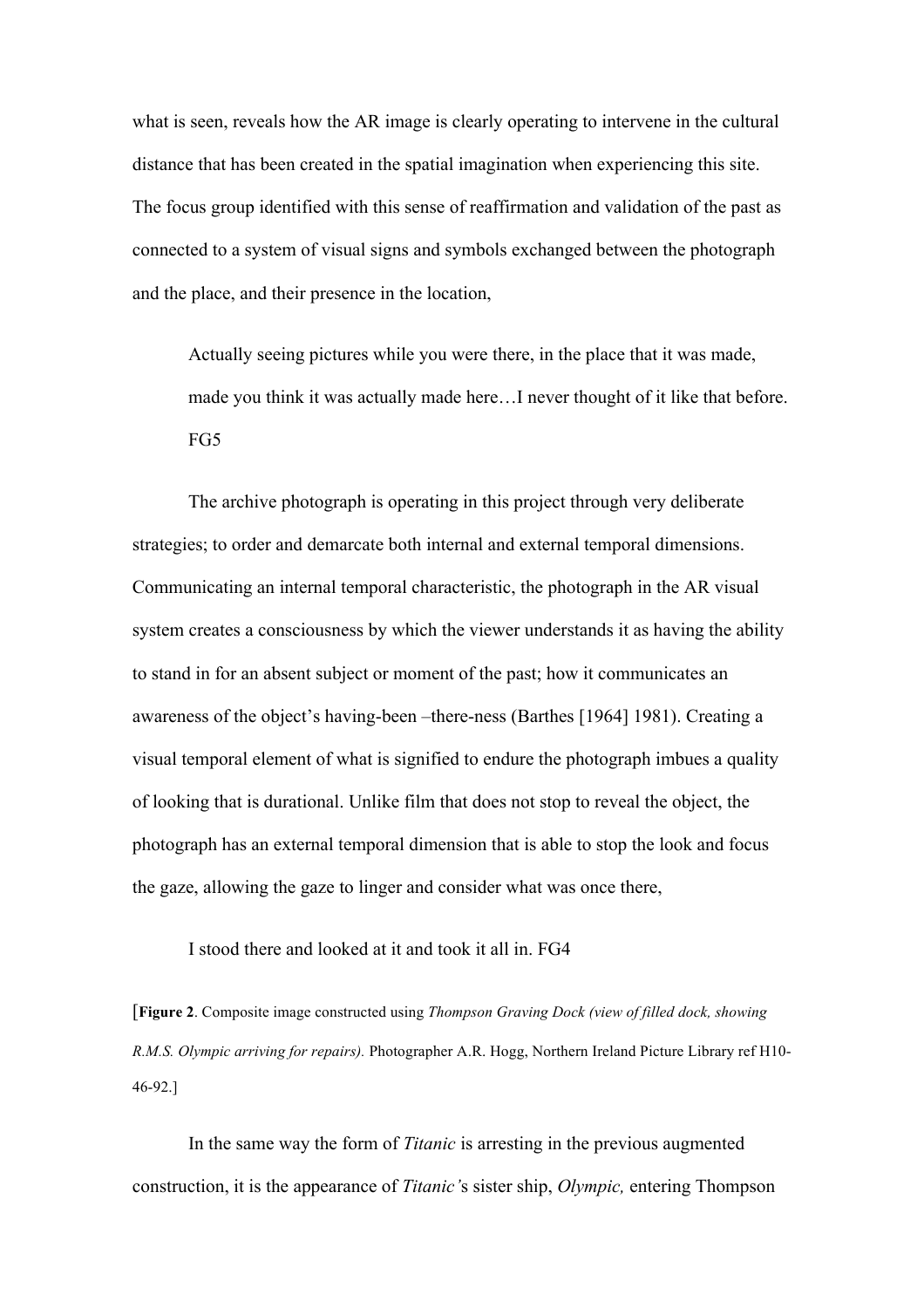what is seen, reveals how the AR image is clearly operating to intervene in the cultural distance that has been created in the spatial imagination when experiencing this site. The focus group identified with this sense of reaffirmation and validation of the past as connected to a system of visual signs and symbols exchanged between the photograph and the place, and their presence in the location,

> Actually seeing pictures while you were there, in the place that it was made, made you think it was actually made here…I never thought of it like that before. FG5

The archive photograph is operating in this project through very deliberate strategies; to order and demarcate both internal and external temporal dimensions. Communicating an internal temporal characteristic, the photograph in the AR visual system creates a consciousness by which the viewer understands it as having the ability to stand in for an absent subject or moment of the past; how it communicates an awareness of the object's having-been –there-ness (Barthes [1964] 1981). Creating a visual temporal element of what is signified to endure the photograph imbues a quality of looking that is durational. Unlike film that does not stop to reveal the object, the photograph has an external temporal dimension that is able to stop the look and focus the gaze, allowing the gaze to linger and consider what was once there,

> I stood there and looked at it and took it all in. FG4

[**Figure 2**. Composite image constructed using *Thompson Graving Dock (view of filled dock, showing R.M.S. Olympic arriving for repairs).* Photographer A.R. Hogg, Northern Ireland Picture Library ref H10-46-92.]

In the same way the form of *Titanic* is arresting in the previous augmented construction, it is the appearance of *Titanic'*s sister ship, *Olympic,* entering Thompson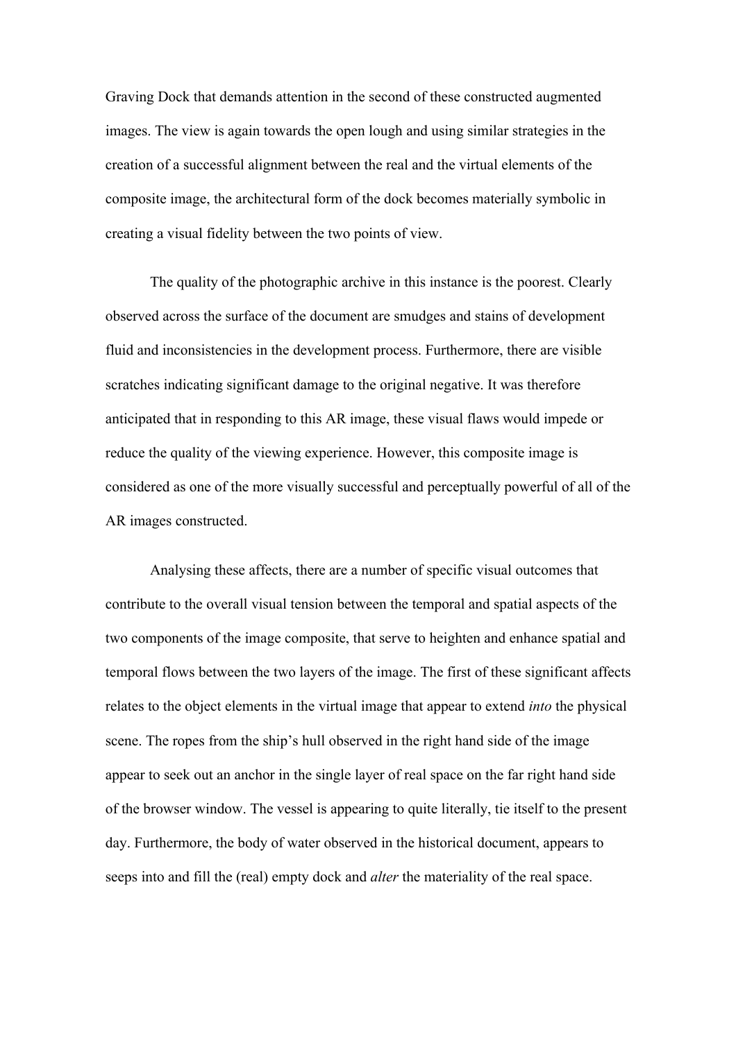Graving Dock that demands attention in the second of these constructed augmented images. The view is again towards the open lough and using similar strategies in the creation of a successful alignment between the real and the virtual elements of the composite image, the architectural form of the dock becomes materially symbolic in creating a visual fidelity between the two points of view.

The quality of the photographic archive in this instance is the poorest. Clearly observed across the surface of the document are smudges and stains of development fluid and inconsistencies in the development process. Furthermore, there are visible scratches indicating significant damage to the original negative. It was therefore anticipated that in responding to this AR image, these visual flaws would impede or reduce the quality of the viewing experience. However, this composite image is considered as one of the more visually successful and perceptually powerful of all of the AR images constructed.

Analysing these affects, there are a number of specific visual outcomes that contribute to the overall visual tension between the temporal and spatial aspects of the two components of the image composite, that serve to heighten and enhance spatial and temporal flows between the two layers of the image. The first of these significant affects relates to the object elements in the virtual image that appear to extend *into* the physical scene. The ropes from the ship's hull observed in the right hand side of the image appear to seek out an anchor in the single layer of real space on the far right hand side of the browser window. The vessel is appearing to quite literally, tie itself to the present day. Furthermore, the body of water observed in the historical document, appears to seeps into and fill the (real) empty dock and *alter* the materiality of the real space.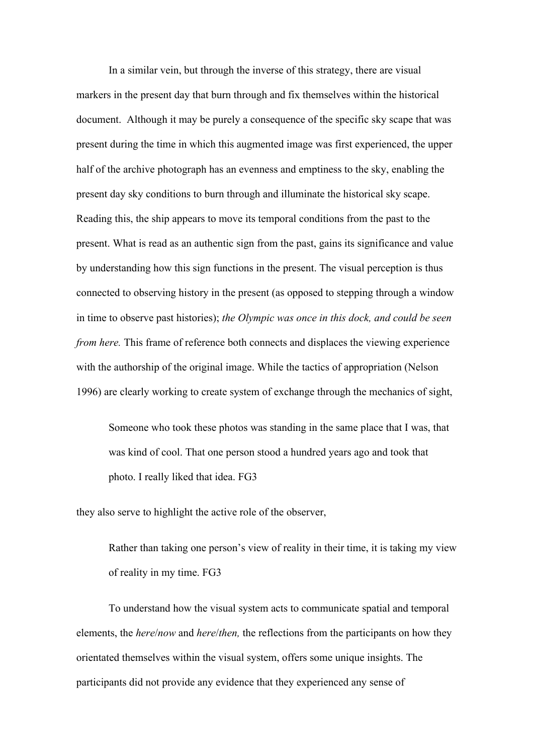In a similar vein, but through the inverse of this strategy, there are visual markers in the present day that burn through and fix themselves within the historical document.  Although it may be purely a consequence of the specific sky scape that was present during the time in which this augmented image was first experienced, the upper half of the archive photograph has an evenness and emptiness to the sky, enabling the present day sky conditions to burn through and illuminate the historical sky scape. Reading this, the ship appears to move its temporal conditions from the past to the present. What is read as an authentic sign from the past, gains its significance and value by understanding how this sign functions in the present. The visual perception is thus connected to observing history in the present (as opposed to stepping through a window in time to observe past histories); *the Olympic was once in this dock, and could be seen from here.* This frame of reference both connects and displaces the viewing experience with the authorship of the original image. While the tactics of appropriation (Nelson 1996) are clearly working to create system of exchange through the mechanics of sight,

> Someone who took these photos was standing in the same place that I was, that was kind of cool. That one person stood a hundred years ago and took that photo. I really liked that idea. FG3

they also serve to highlight the active role of the observer,

> Rather than taking one person's view of reality in their time, it is taking my view of reality in my time. FG3

To understand how the visual system acts to communicate spatial and temporal elements, the *here*/*now* and *here*/*then,* the reflections from the participants on how they orientated themselves within the visual system, offers some unique insights. The participants did not provide any evidence that they experienced any sense of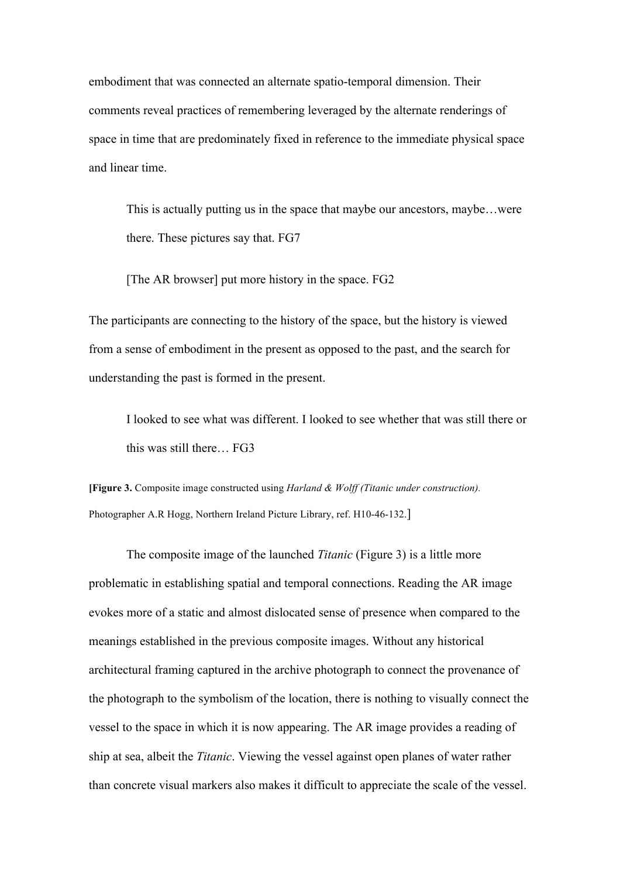embodiment that was connected an alternate spatio-temporal dimension. Their comments reveal practices of remembering leveraged by the alternate renderings of space in time that are predominately fixed in reference to the immediate physical space and linear time.

> This is actually putting us in the space that maybe our ancestors, maybe…were there. These pictures say that. FG7
>
> [The AR browser] put more history in the space. FG2

The participants are connecting to the history of the space, but the history is viewed from a sense of embodiment in the present as opposed to the past, and the search for understanding the past is formed in the present.

> I looked to see what was different. I looked to see whether that was still there or this was still there… FG3

**[Figure 3.** Composite image constructed using *Harland & Wolff (Titanic under construction).* Photographer A.R Hogg, Northern Ireland Picture Library, ref. H10-46-132.]

The composite image of the launched *Titanic* (Figure 3) is a little more problematic in establishing spatial and temporal connections. Reading the AR image evokes more of a static and almost dislocated sense of presence when compared to the meanings established in the previous composite images. Without any historical architectural framing captured in the archive photograph to connect the provenance of the photograph to the symbolism of the location, there is nothing to visually connect the vessel to the space in which it is now appearing. The AR image provides a reading of ship at sea, albeit the *Titanic*. Viewing the vessel against open planes of water rather than concrete visual markers also makes it difficult to appreciate the scale of the vessel.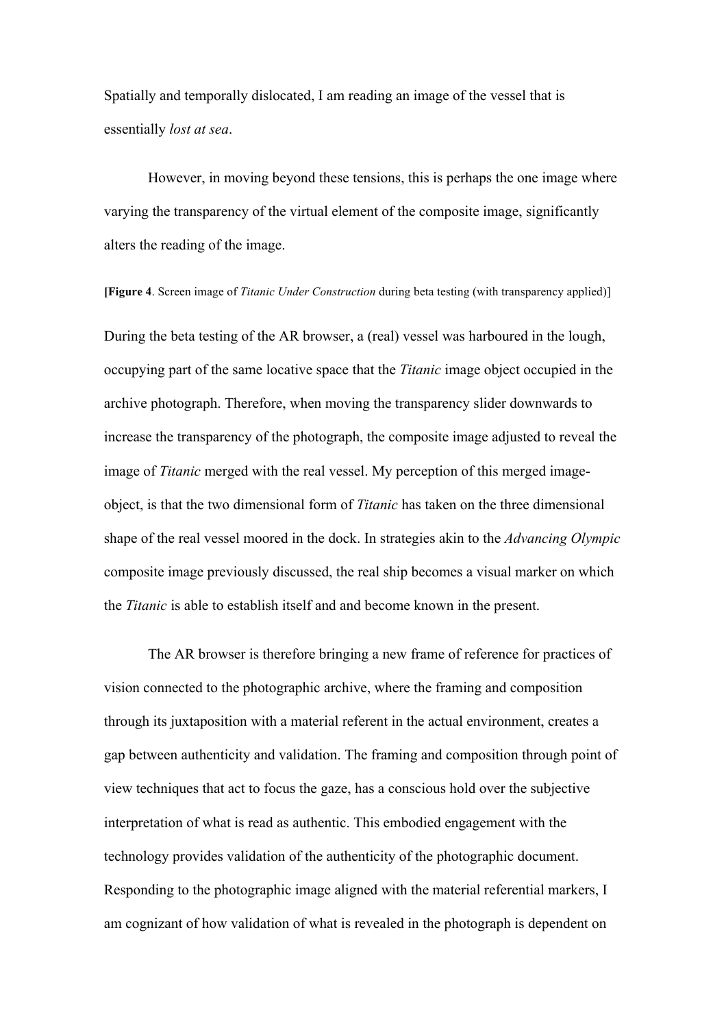Spatially and temporally dislocated, I am reading an image of the vessel that is essentially *lost at sea*.

However, in moving beyond these tensions, this is perhaps the one image where varying the transparency of the virtual element of the composite image, significantly alters the reading of the image.

**[Figure 4**. Screen image of *Titanic Under Construction* during beta testing (with transparency applied)]

During the beta testing of the AR browser, a (real) vessel was harboured in the lough, occupying part of the same locative space that the *Titanic* image object occupied in the archive photograph. Therefore, when moving the transparency slider downwards to increase the transparency of the photograph, the composite image adjusted to reveal the image of *Titanic* merged with the real vessel. My perception of this merged image-object, is that the two dimensional form of *Titanic* has taken on the three dimensional shape of the real vessel moored in the dock. In strategies akin to the *Advancing Olympic* composite image previously discussed, the real ship becomes a visual marker on which the *Titanic* is able to establish itself and and become known in the present.

The AR browser is therefore bringing a new frame of reference for practices of vision connected to the photographic archive, where the framing and composition through its juxtaposition with a material referent in the actual environment, creates a gap between authenticity and validation. The framing and composition through point of view techniques that act to focus the gaze, has a conscious hold over the subjective interpretation of what is read as authentic. This embodied engagement with the technology provides validation of the authenticity of the photographic document. Responding to the photographic image aligned with the material referential markers, I am cognizant of how validation of what is revealed in the photograph is dependent on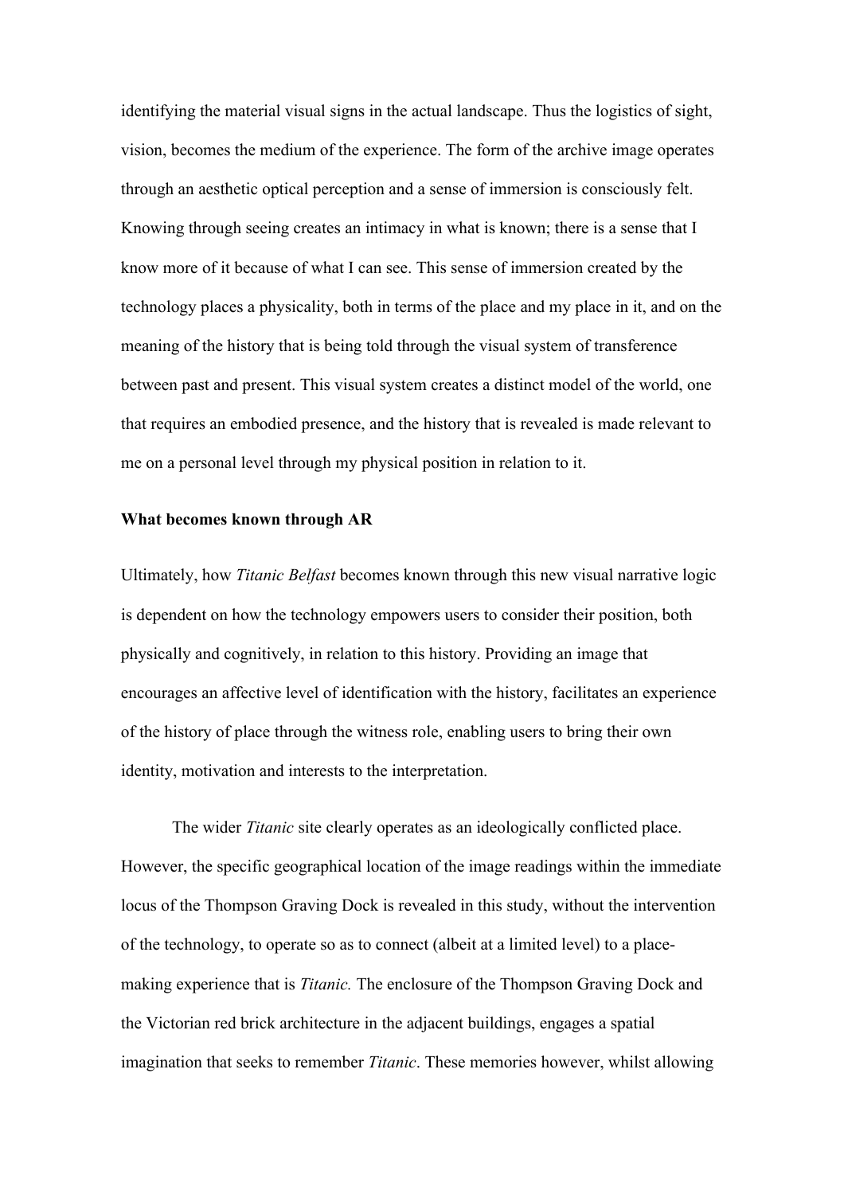identifying the material visual signs in the actual landscape. Thus the logistics of sight, vision, becomes the medium of the experience. The form of the archive image operates through an aesthetic optical perception and a sense of immersion is consciously felt. Knowing through seeing creates an intimacy in what is known; there is a sense that I know more of it because of what I can see. This sense of immersion created by the technology places a physicality, both in terms of the place and my place in it, and on the meaning of the history that is being told through the visual system of transference between past and present. This visual system creates a distinct model of the world, one that requires an embodied presence, and the history that is revealed is made relevant to me on a personal level through my physical position in relation to it.

**What becomes known through AR**

Ultimately, how *Titanic Belfast* becomes known through this new visual narrative logic is dependent on how the technology empowers users to consider their position, both physically and cognitively, in relation to this history. Providing an image that encourages an affective level of identification with the history, facilitates an experience of the history of place through the witness role, enabling users to bring their own identity, motivation and interests to the interpretation.

The wider *Titanic* site clearly operates as an ideologically conflicted place. However, the specific geographical location of the image readings within the immediate locus of the Thompson Graving Dock is revealed in this study, without the intervention of the technology, to operate so as to connect (albeit at a limited level) to a place-making experience that is *Titanic.* The enclosure of the Thompson Graving Dock and the Victorian red brick architecture in the adjacent buildings, engages a spatial imagination that seeks to remember *Titanic*. These memories however, whilst allowing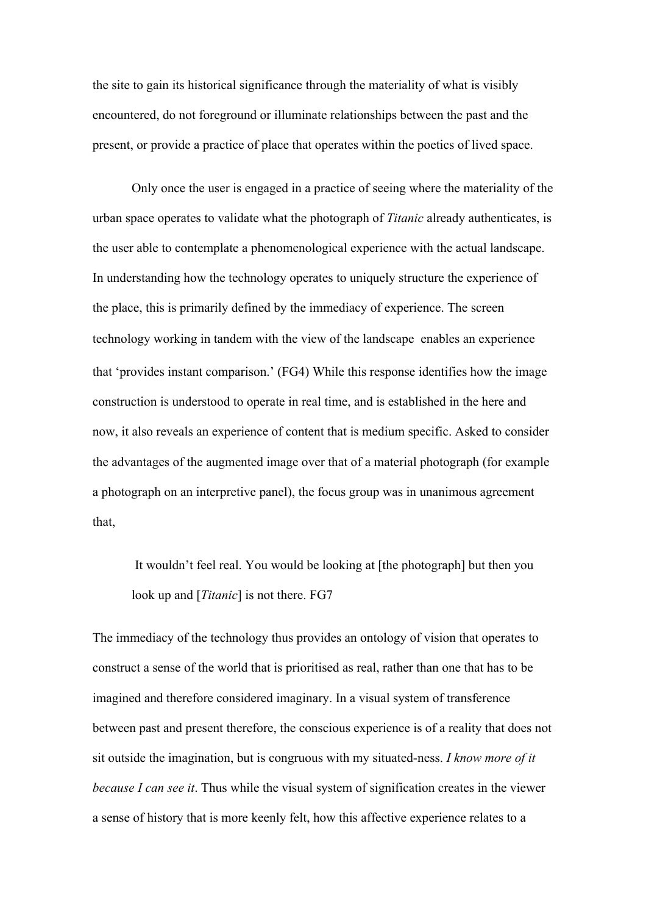the site to gain its historical significance through the materiality of what is visibly encountered, do not foreground or illuminate relationships between the past and the present, or provide a practice of place that operates within the poetics of lived space.

Only once the user is engaged in a practice of seeing where the materiality of the urban space operates to validate what the photograph of *Titanic* already authenticates, is the user able to contemplate a phenomenological experience with the actual landscape. In understanding how the technology operates to uniquely structure the experience of the place, this is primarily defined by the immediacy of experience. The screen technology working in tandem with the view of the landscape enables an experience that 'provides instant comparison.' (FG4) While this response identifies how the image construction is understood to operate in real time, and is established in the here and now, it also reveals an experience of content that is medium specific. Asked to consider the advantages of the augmented image over that of a material photograph (for example a photograph on an interpretive panel), the focus group was in unanimous agreement that,

> It wouldn't feel real. You would be looking at [the photograph] but then you look up and [*Titanic*] is not there. FG7

The immediacy of the technology thus provides an ontology of vision that operates to construct a sense of the world that is prioritised as real, rather than one that has to be imagined and therefore considered imaginary. In a visual system of transference between past and present therefore, the conscious experience is of a reality that does not sit outside the imagination, but is congruous with my situated-ness. *I know more of it because I can see it*. Thus while the visual system of signification creates in the viewer a sense of history that is more keenly felt, how this affective experience relates to a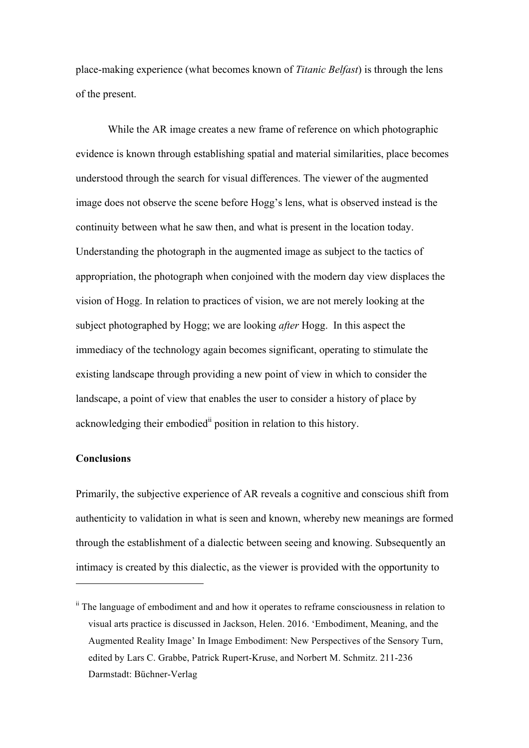place-making experience (what becomes known of *Titanic Belfast*) is through the lens of the present.

While the AR image creates a new frame of reference on which photographic evidence is known through establishing spatial and material similarities, place becomes understood through the search for visual differences. The viewer of the augmented image does not observe the scene before Hogg's lens, what is observed instead is the continuity between what he saw then, and what is present in the location today. Understanding the photograph in the augmented image as subject to the tactics of appropriation, the photograph when conjoined with the modern day view displaces the vision of Hogg. In relation to practices of vision, we are not merely looking at the subject photographed by Hogg; we are looking *after* Hogg. In this aspect the immediacy of the technology again becomes significant, operating to stimulate the existing landscape through providing a new point of view in which to consider the landscape, a point of view that enables the user to consider a history of place by acknowledging their embodied[ii] position in relation to this history.

**Conclusions**

Primarily, the subjective experience of AR reveals a cognitive and conscious shift from authenticity to validation in what is seen and known, whereby new meanings are formed through the establishment of a dialectic between seeing and knowing. Subsequently an intimacy is created by this dialectic, as the viewer is provided with the opportunity to

---

[ii] The language of embodiment and and how it operates to reframe consciousness in relation to visual arts practice is discussed in Jackson, Helen. 2016. 'Embodiment, Meaning, and the Augmented Reality Image' In Image Embodiment: New Perspectives of the Sensory Turn, edited by Lars C. Grabbe, Patrick Rupert-Kruse, and Norbert M. Schmitz. 211-236 Darmstadt: Büchner-Verlag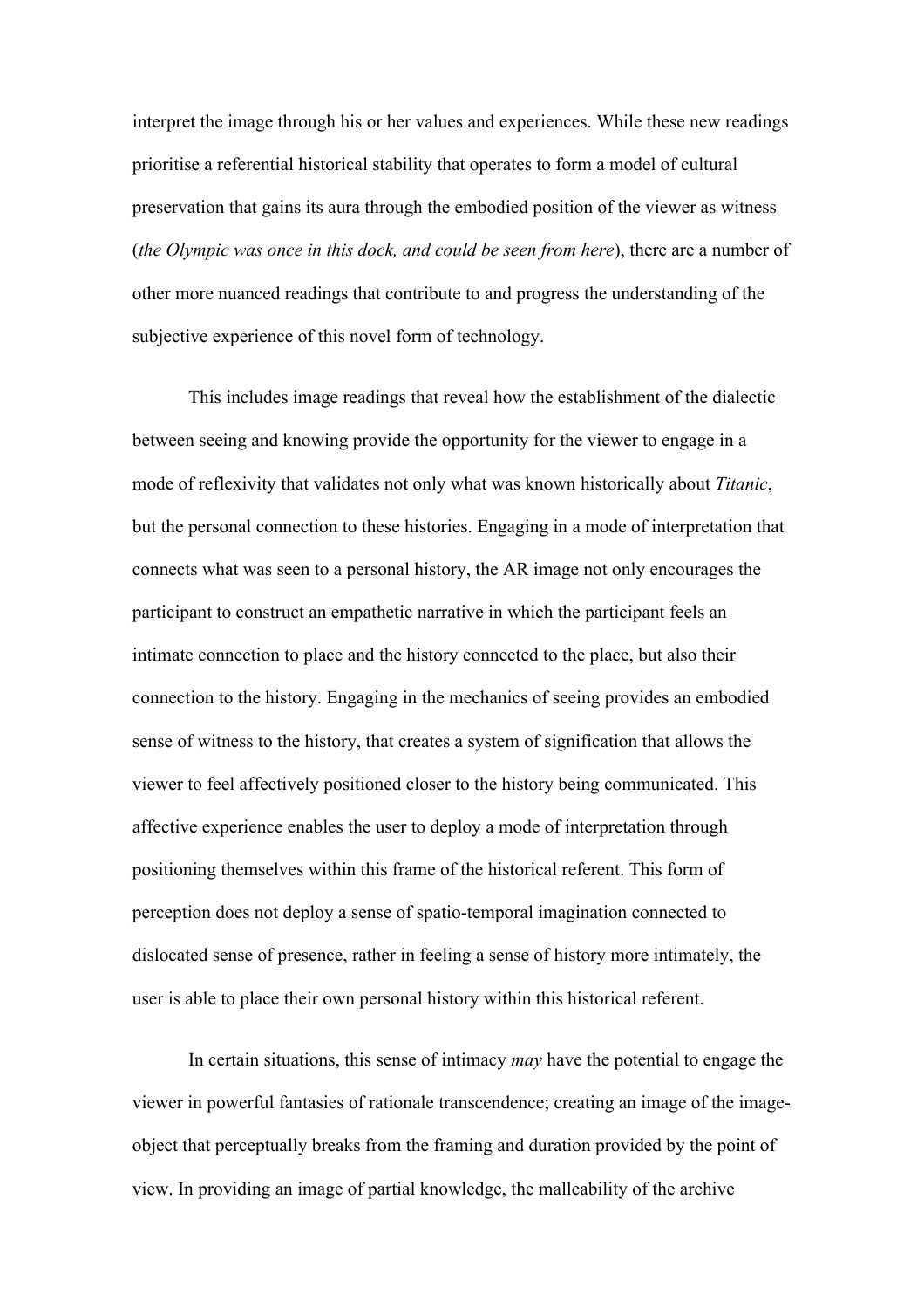interpret the image through his or her values and experiences. While these new readings prioritise a referential historical stability that operates to form a model of cultural preservation that gains its aura through the embodied position of the viewer as witness (*the Olympic was once in this dock, and could be seen from here*), there are a number of other more nuanced readings that contribute to and progress the understanding of the subjective experience of this novel form of technology.

This includes image readings that reveal how the establishment of the dialectic between seeing and knowing provide the opportunity for the viewer to engage in a mode of reflexivity that validates not only what was known historically about *Titanic*, but the personal connection to these histories. Engaging in a mode of interpretation that connects what was seen to a personal history, the AR image not only encourages the participant to construct an empathetic narrative in which the participant feels an intimate connection to place and the history connected to the place, but also their connection to the history. Engaging in the mechanics of seeing provides an embodied sense of witness to the history, that creates a system of signification that allows the viewer to feel affectively positioned closer to the history being communicated. This affective experience enables the user to deploy a mode of interpretation through positioning themselves within this frame of the historical referent. This form of perception does not deploy a sense of spatio-temporal imagination connected to dislocated sense of presence, rather in feeling a sense of history more intimately, the user is able to place their own personal history within this historical referent.

In certain situations, this sense of intimacy *may* have the potential to engage the viewer in powerful fantasies of rationale transcendence; creating an image of the image-object that perceptually breaks from the framing and duration provided by the point of view. In providing an image of partial knowledge, the malleability of the archive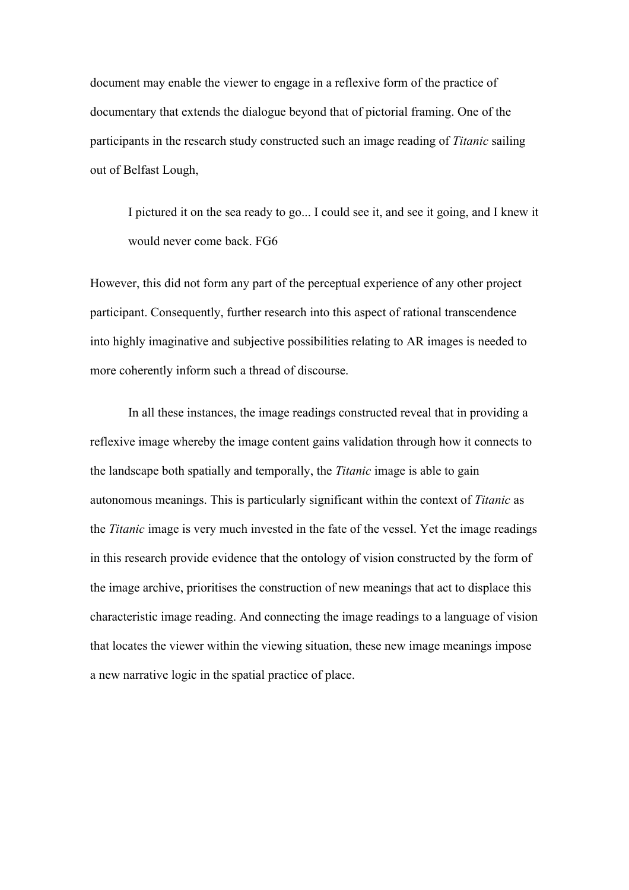document may enable the viewer to engage in a reflexive form of the practice of documentary that extends the dialogue beyond that of pictorial framing. One of the participants in the research study constructed such an image reading of *Titanic* sailing out of Belfast Lough,

> I pictured it on the sea ready to go... I could see it, and see it going, and I knew it would never come back. FG6

However, this did not form any part of the perceptual experience of any other project participant. Consequently, further research into this aspect of rational transcendence into highly imaginative and subjective possibilities relating to AR images is needed to more coherently inform such a thread of discourse.

In all these instances, the image readings constructed reveal that in providing a reflexive image whereby the image content gains validation through how it connects to the landscape both spatially and temporally, the *Titanic* image is able to gain autonomous meanings. This is particularly significant within the context of *Titanic* as the *Titanic* image is very much invested in the fate of the vessel. Yet the image readings in this research provide evidence that the ontology of vision constructed by the form of the image archive, prioritises the construction of new meanings that act to displace this characteristic image reading. And connecting the image readings to a language of vision that locates the viewer within the viewing situation, these new image meanings impose a new narrative logic in the spatial practice of place.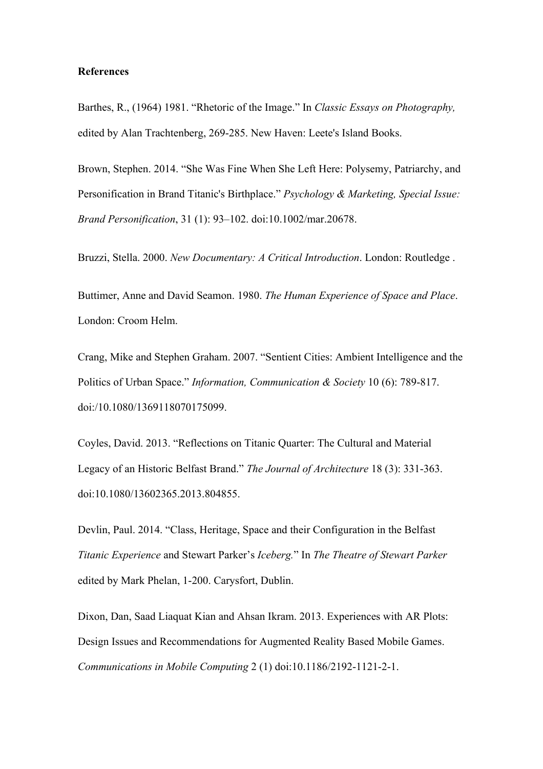**References**

Barthes, R., (1964) 1981. "Rhetoric of the Image." In *Classic Essays on Photography,* edited by Alan Trachtenberg, 269-285. New Haven: Leete's Island Books.

Brown, Stephen. 2014. "She Was Fine When She Left Here: Polysemy, Patriarchy, and Personification in Brand Titanic's Birthplace." *Psychology & Marketing, Special Issue: Brand Personification*, 31 (1): 93–102. doi:10.1002/mar.20678.

Bruzzi, Stella. 2000. *New Documentary: A Critical Introduction*. London: Routledge .

Buttimer, Anne and David Seamon. 1980. *The Human Experience of Space and Place*. London: Croom Helm.

Crang, Mike and Stephen Graham. 2007. "Sentient Cities: Ambient Intelligence and the Politics of Urban Space." *Information, Communication & Society* 10 (6): 789-817. doi:/10.1080/1369118070175099.

Coyles, David. 2013. "Reflections on Titanic Quarter: The Cultural and Material Legacy of an Historic Belfast Brand." *The Journal of Architecture* 18 (3): 331-363. doi:10.1080/13602365.2013.804855.

Devlin, Paul. 2014. "Class, Heritage, Space and their Configuration in the Belfast *Titanic Experience* and Stewart Parker's *Iceberg.*" In *The Theatre of Stewart Parker* edited by Mark Phelan, 1-200. Carysfort, Dublin.

Dixon, Dan, Saad Liaquat Kian and Ahsan Ikram. 2013. Experiences with AR Plots: Design Issues and Recommendations for Augmented Reality Based Mobile Games. *Communications in Mobile Computing* 2 (1) doi:10.1186/2192-1121-2-1.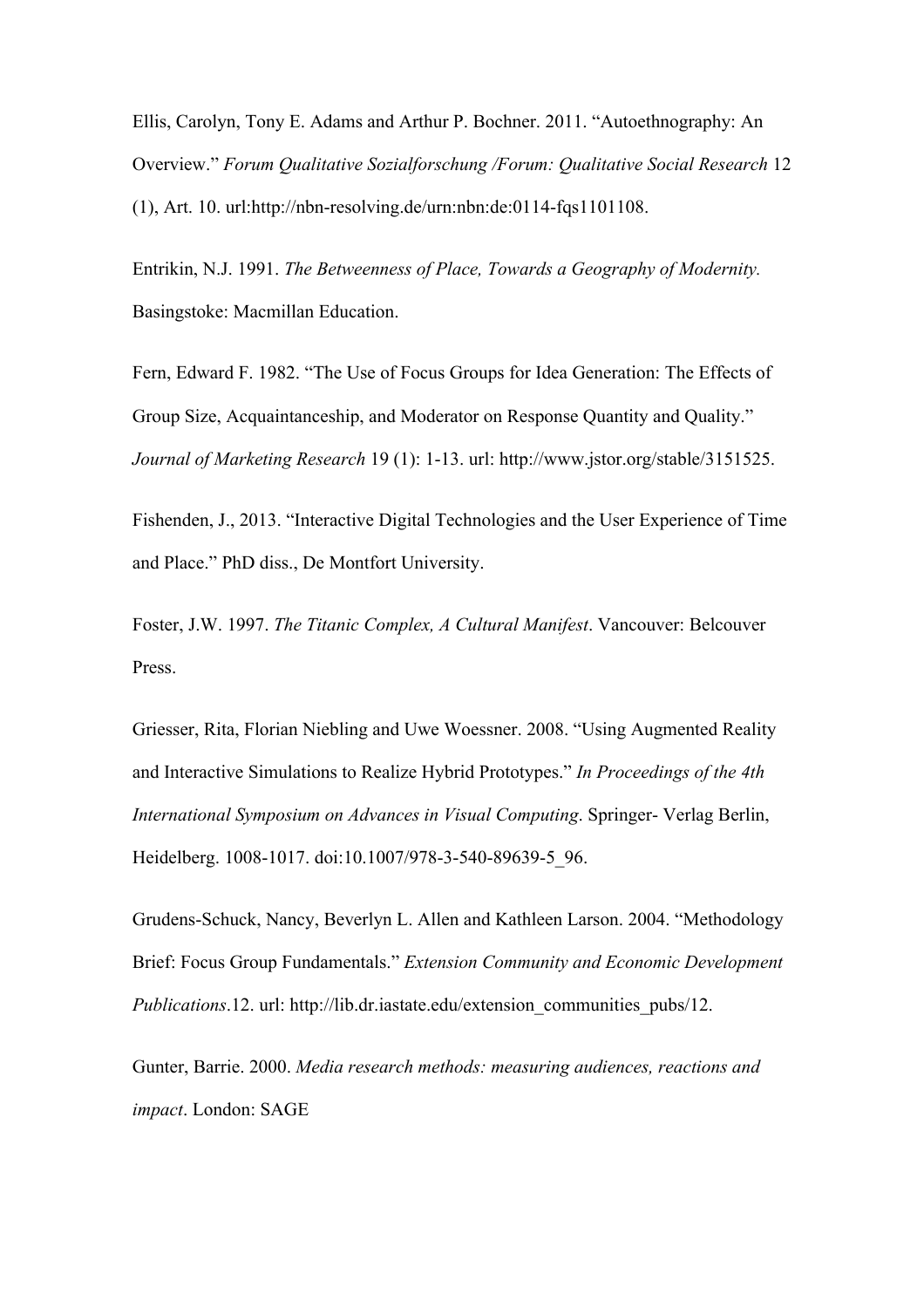Ellis, Carolyn, Tony E. Adams and Arthur P. Bochner. 2011. "Autoethnography: An Overview." *Forum Qualitative Sozialforschung /Forum: Qualitative Social Research* 12 (1), Art. 10. url:http://nbn-resolving.de/urn:nbn:de:0114-fqs1101108.

Entrikin, N.J. 1991. *The Betweenness of Place, Towards a Geography of Modernity.* Basingstoke: Macmillan Education.

Fern, Edward F. 1982. "The Use of Focus Groups for Idea Generation: The Effects of Group Size, Acquaintanceship, and Moderator on Response Quantity and Quality." *Journal of Marketing Research* 19 (1): 1-13. url: http://www.jstor.org/stable/3151525.

Fishenden, J., 2013. "Interactive Digital Technologies and the User Experience of Time and Place." PhD diss., De Montfort University.

Foster, J.W. 1997. *The Titanic Complex, A Cultural Manifest*. Vancouver: Belcouver Press.

Griesser, Rita, Florian Niebling and Uwe Woessner. 2008. "Using Augmented Reality and Interactive Simulations to Realize Hybrid Prototypes." *In Proceedings of the 4th International Symposium on Advances in Visual Computing*. Springer- Verlag Berlin, Heidelberg. 1008-1017. doi:10.1007/978-3-540-89639-5_96.

Grudens-Schuck, Nancy, Beverlyn L. Allen and Kathleen Larson. 2004. "Methodology Brief: Focus Group Fundamentals." *Extension Community and Economic Development Publications*.12. url: http://lib.dr.iastate.edu/extension_communities_pubs/12.

Gunter, Barrie. 2000. *Media research methods: measuring audiences, reactions and impact*. London: SAGE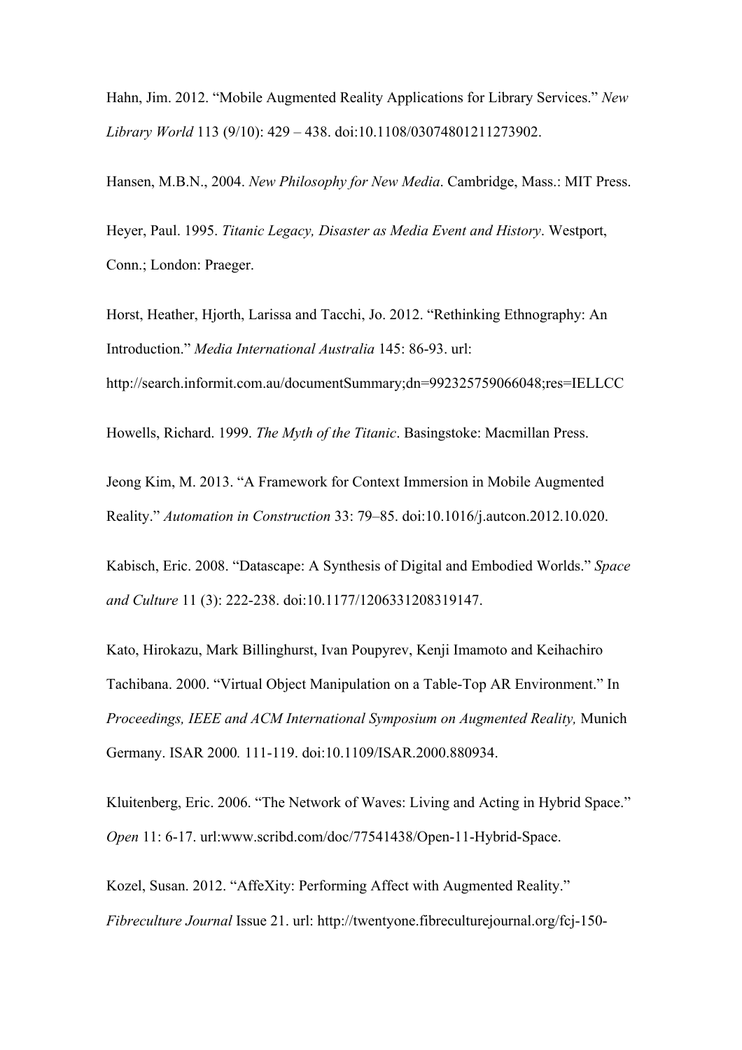Hahn, Jim. 2012. “Mobile Augmented Reality Applications for Library Services.” *New Library World* 113 (9/10): 429 – 438. doi:10.1108/03074801211273902.

Hansen, M.B.N., 2004. *New Philosophy for New Media*. Cambridge, Mass.: MIT Press.

Heyer, Paul. 1995. *Titanic Legacy, Disaster as Media Event and History*. Westport, Conn.; London: Praeger.

Horst, Heather, Hjorth, Larissa and Tacchi, Jo. 2012. “Rethinking Ethnography: An Introduction.” *Media International Australia* 145: 86-93. url: http://search.informit.com.au/documentSummary;dn=992325759066048;res=IELLCC

Howells, Richard. 1999. *The Myth of the Titanic*. Basingstoke: Macmillan Press.

Jeong Kim, M. 2013. “A Framework for Context Immersion in Mobile Augmented Reality.” *Automation in Construction* 33: 79–85. doi:10.1016/j.autcon.2012.10.020.

Kabisch, Eric. 2008. “Datascape: A Synthesis of Digital and Embodied Worlds.” *Space and Culture* 11 (3): 222-238. doi:10.1177/1206331208319147.

Kato, Hirokazu, Mark Billinghurst, Ivan Poupyrev, Kenji Imamoto and Keihachiro Tachibana. 2000. “Virtual Object Manipulation on a Table-Top AR Environment.” In *Proceedings, IEEE and ACM International Symposium on Augmented Reality,* Munich Germany. ISAR 2000*.* 111-119. doi:10.1109/ISAR.2000.880934.

Kluitenberg, Eric. 2006. “The Network of Waves: Living and Acting in Hybrid Space.” *Open* 11: 6-17. url:www.scribd.com/doc/77541438/Open-11-Hybrid-Space.

Kozel, Susan. 2012. “AffeXity: Performing Affect with Augmented Reality.” *Fibreculture Journal* Issue 21. url: http://twentyone.fibreculturejournal.org/fcj-150-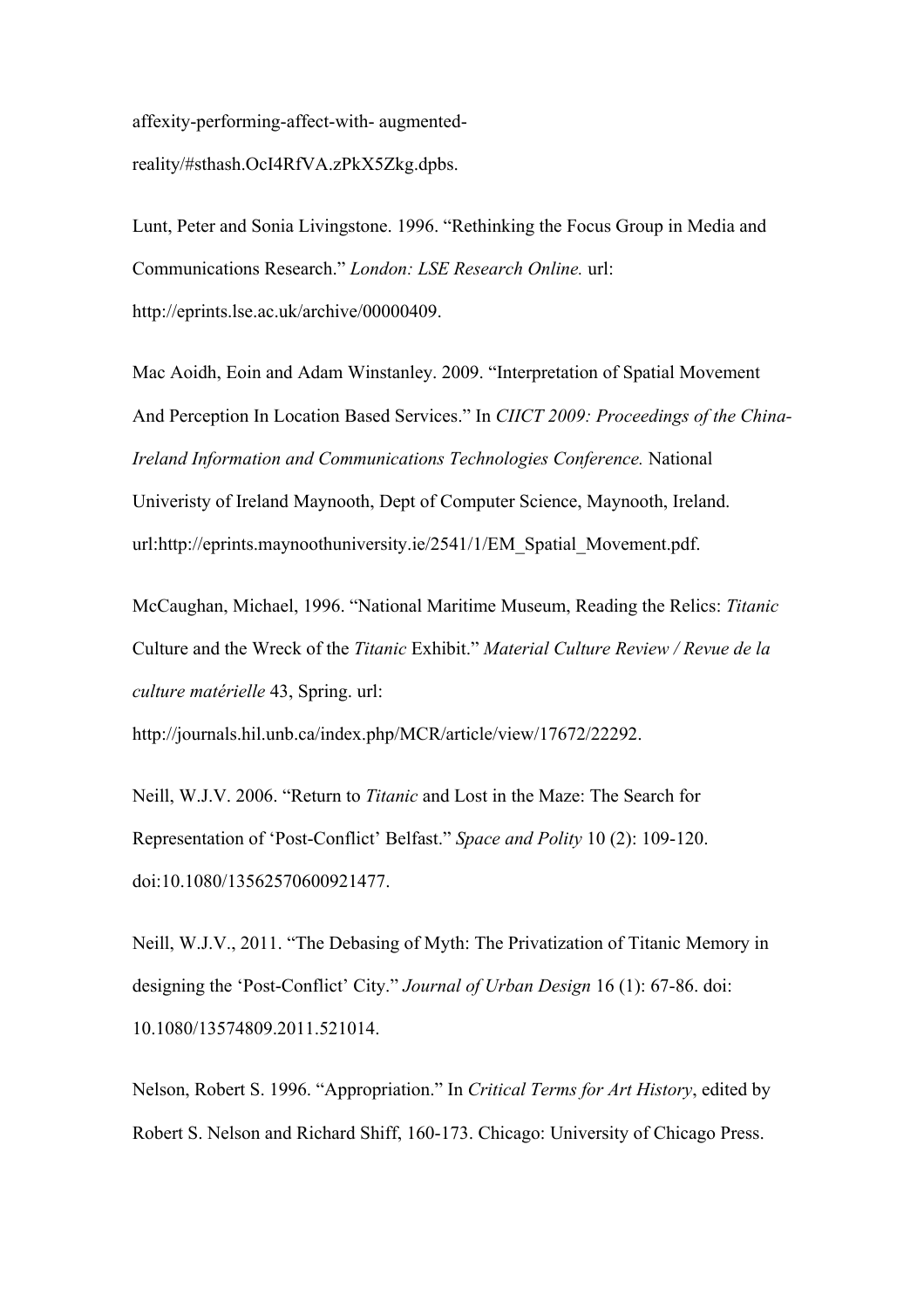affexity-performing-affect-with- augmented-reality/#sthash.OcI4RfVA.zPkX5Zkg.dpbs.

Lunt, Peter and Sonia Livingstone. 1996. "Rethinking the Focus Group in Media and Communications Research." *London: LSE Research Online.* url: http://eprints.lse.ac.uk/archive/00000409.

Mac Aoidh, Eoin and Adam Winstanley. 2009. "Interpretation of Spatial Movement And Perception In Location Based Services." In *CIICT 2009: Proceedings of the China-Ireland Information and Communications Technologies Conference.* National Univeristy of Ireland Maynooth, Dept of Computer Science, Maynooth, Ireland. url:http://eprints.maynoothuniversity.ie/2541/1/EM_Spatial_Movement.pdf.

McCaughan, Michael, 1996. "National Maritime Museum, Reading the Relics: *Titanic* Culture and the Wreck of the *Titanic* Exhibit." *Material Culture Review / Revue de la culture matérielle* 43, Spring. url: http://journals.hil.unb.ca/index.php/MCR/article/view/17672/22292.

Neill, W.J.V. 2006. "Return to *Titanic* and Lost in the Maze: The Search for Representation of 'Post-Conflict' Belfast." *Space and Polity* 10 (2): 109-120. doi:10.1080/13562570600921477.

Neill, W.J.V., 2011. "The Debasing of Myth: The Privatization of Titanic Memory in designing the 'Post-Conflict' City." *Journal of Urban Design* 16 (1): 67-86. doi: 10.1080/13574809.2011.521014.

Nelson, Robert S. 1996. "Appropriation." In *Critical Terms for Art History*, edited by Robert S. Nelson and Richard Shiff, 160-173. Chicago: University of Chicago Press.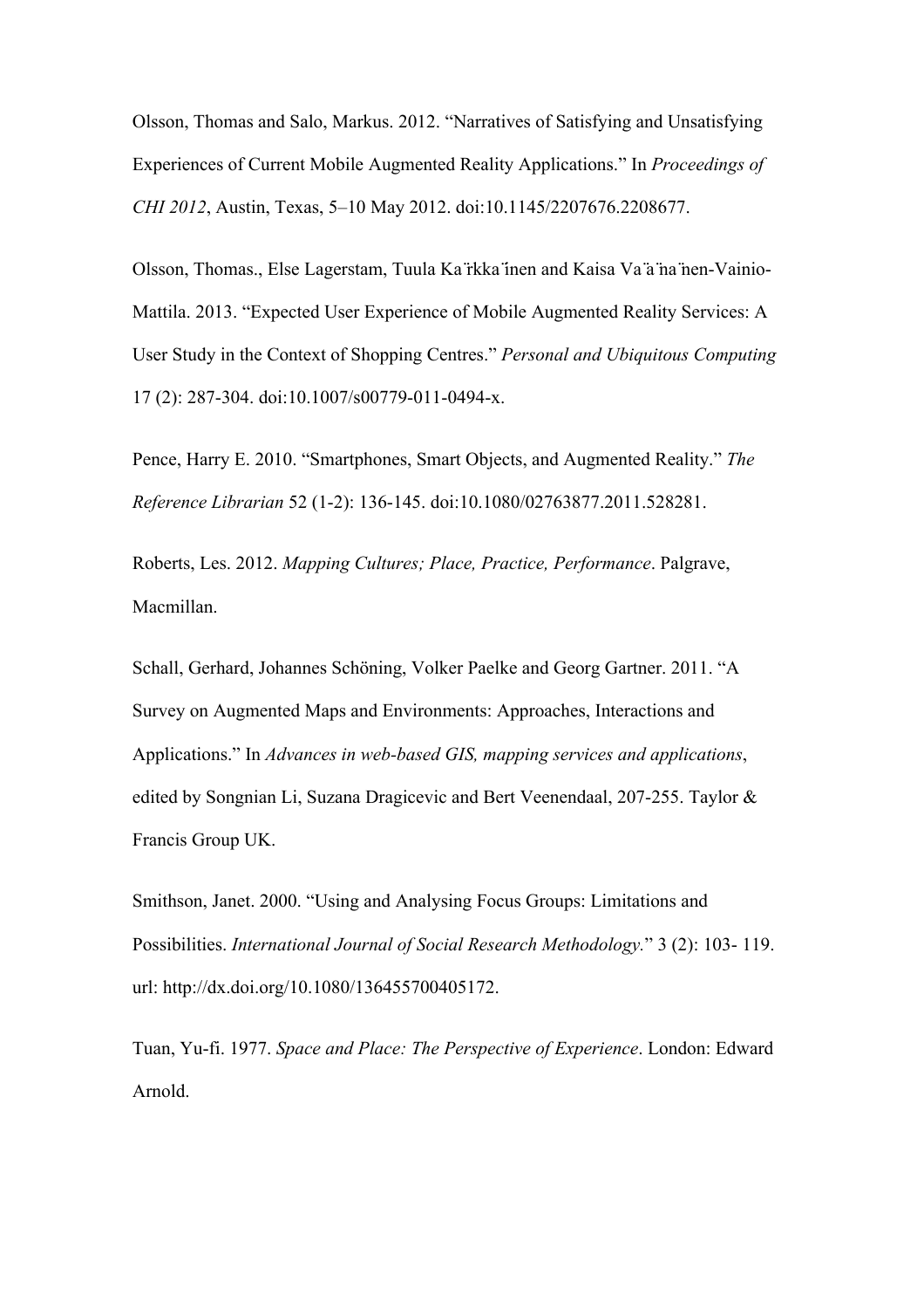Olsson, Thomas and Salo, Markus. 2012. “Narratives of Satisfying and Unsatisfying Experiences of Current Mobile Augmented Reality Applications.” In *Proceedings of CHI 2012*, Austin, Texas, 5–10 May 2012. doi:10.1145/2207676.2208677.

Olsson, Thomas., Else Lagerstam, Tuula Kärkkäinen and Kaisa Väänänen-Vainio-Mattila. 2013. “Expected User Experience of Mobile Augmented Reality Services: A User Study in the Context of Shopping Centres.” *Personal and Ubiquitous Computing* 17 (2): 287-304. doi:10.1007/s00779-011-0494-x.

Pence, Harry E. 2010. “Smartphones, Smart Objects, and Augmented Reality.” *The Reference Librarian* 52 (1-2): 136-145. doi:10.1080/02763877.2011.528281.

Roberts, Les. 2012. *Mapping Cultures; Place, Practice, Performance*. Palgrave, Macmillan.

Schall, Gerhard, Johannes Schöning, Volker Paelke and Georg Gartner. 2011. “A Survey on Augmented Maps and Environments: Approaches, Interactions and Applications.” In *Advances in web-based GIS, mapping services and applications*, edited by Songnian Li, Suzana Dragicevic and Bert Veenendaal, 207-255. Taylor & Francis Group UK.

Smithson, Janet. 2000. “Using and Analysing Focus Groups: Limitations and Possibilities. *International Journal of Social Research Methodology.*” 3 (2): 103- 119. url: http://dx.doi.org/10.1080/136455700405172.

Tuan, Yu-fi. 1977. *Space and Place: The Perspective of Experience*. London: Edward Arnold.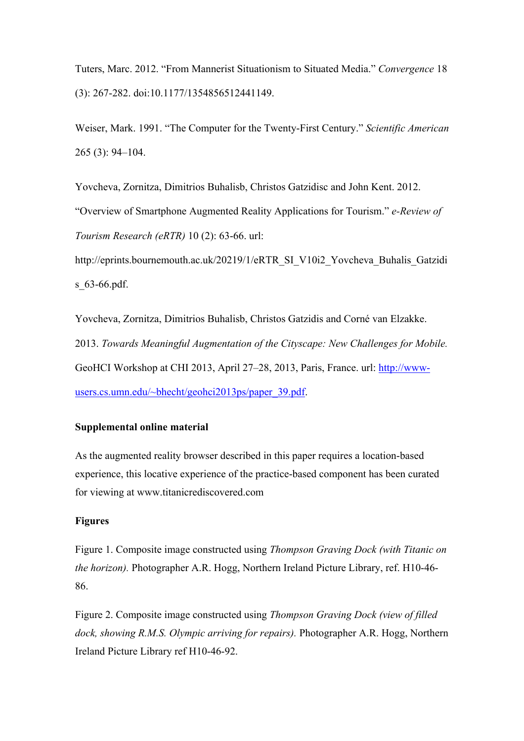Tuters, Marc. 2012. "From Mannerist Situationism to Situated Media." *Convergence* 18 (3): 267-282. doi:10.1177/1354856512441149.

Weiser, Mark. 1991. "The Computer for the Twenty-First Century." *Scientific American* 265 (3): 94–104.

Yovcheva, Zornitza, Dimitrios Buhalisb, Christos Gatzidisc and John Kent. 2012. "Overview of Smartphone Augmented Reality Applications for Tourism." *e-Review of Tourism Research (eRTR)* 10 (2): 63-66. url: http://eprints.bournemouth.ac.uk/20219/1/eRTR_SI_V10i2_Yovcheva_Buhalis_Gatzidis_63-66.pdf.

Yovcheva, Zornitza, Dimitrios Buhalisb, Christos Gatzidis and Corné van Elzakke. 2013. *Towards Meaningful Augmentation of the Cityscape: New Challenges for Mobile.* GeoHCI Workshop at CHI 2013, April 27–28, 2013, Paris, France. url: http://www-users.cs.umn.edu/~bhecht/geohci2013ps/paper_39.pdf.

**Supplemental online material**

As the augmented reality browser described in this paper requires a location-based experience, this locative experience of the practice-based component has been curated for viewing at www.titanicrediscovered.com

**Figures**

Figure 1. Composite image constructed using *Thompson Graving Dock (with Titanic on the horizon).* Photographer A.R. Hogg, Northern Ireland Picture Library, ref. H10-46-86.

Figure 2. Composite image constructed using *Thompson Graving Dock (view of filled dock, showing R.M.S. Olympic arriving for repairs).* Photographer A.R. Hogg, Northern Ireland Picture Library ref H10-46-92.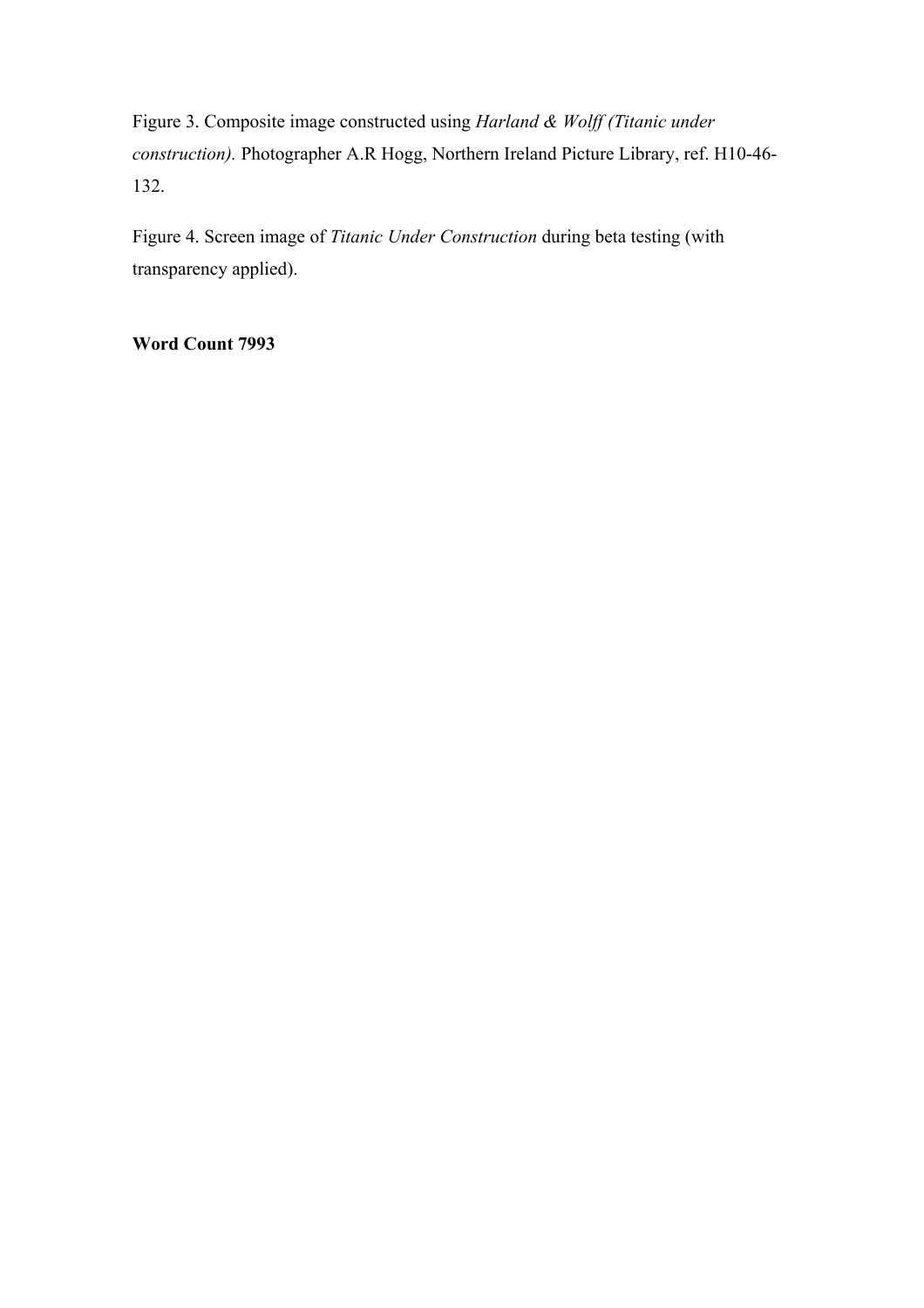Figure 3. Composite image constructed using *Harland & Wolff (Titanic under construction).* Photographer A.R Hogg, Northern Ireland Picture Library, ref. H10-46-132.

Figure 4. Screen image of *Titanic Under Construction* during beta testing (with transparency applied).

**Word Count 7993**